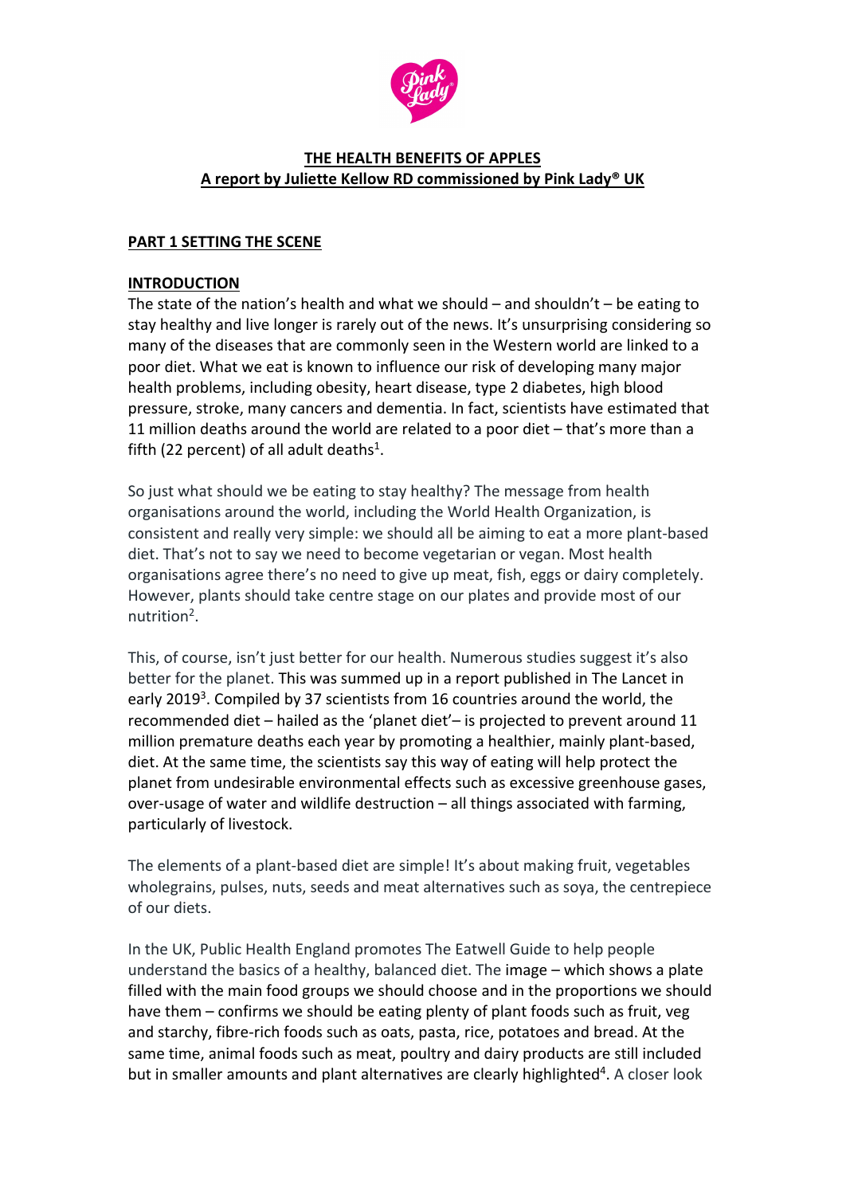**THE HEALTH BENEFITS OF APPLES**
**A report by Juliette Kellow RD commissioned by Pink Lady® UK**

## PART 1 SETTING THE SCENE

### INTRODUCTION

The state of the nation's health and what we should – and shouldn't – be eating to stay healthy and live longer is rarely out of the news. It's unsurprising considering so many of the diseases that are commonly seen in the Western world are linked to a poor diet. What we eat is known to influence our risk of developing many major health problems, including obesity, heart disease, type 2 diabetes, high blood pressure, stroke, many cancers and dementia. In fact, scientists have estimated that 11 million deaths around the world are related to a poor diet – that's more than a fifth (22 percent) of all adult deaths[1].

So just what should we be eating to stay healthy? The message from health organisations around the world, including the World Health Organization, is consistent and really very simple: we should all be aiming to eat a more plant-based diet. That's not to say we need to become vegetarian or vegan. Most health organisations agree there's no need to give up meat, fish, eggs or dairy completely. However, plants should take centre stage on our plates and provide most of our nutrition[2].

This, of course, isn't just better for our health. Numerous studies suggest it's also better for the planet. This was summed up in a report published in The Lancet in early 2019[3]. Compiled by 37 scientists from 16 countries around the world, the recommended diet – hailed as the 'planet diet'– is projected to prevent around 11 million premature deaths each year by promoting a healthier, mainly plant-based, diet. At the same time, the scientists say this way of eating will help protect the planet from undesirable environmental effects such as excessive greenhouse gases, over-usage of water and wildlife destruction – all things associated with farming, particularly of livestock.

The elements of a plant-based diet are simple! It's about making fruit, vegetables wholegrains, pulses, nuts, seeds and meat alternatives such as soya, the centrepiece of our diets.

In the UK, Public Health England promotes The Eatwell Guide to help people understand the basics of a healthy, balanced diet. The image – which shows a plate filled with the main food groups we should choose and in the proportions we should have them – confirms we should be eating plenty of plant foods such as fruit, veg and starchy, fibre-rich foods such as oats, pasta, rice, potatoes and bread. At the same time, animal foods such as meat, poultry and dairy products are still included but in smaller amounts and plant alternatives are clearly highlighted[4]. A closer look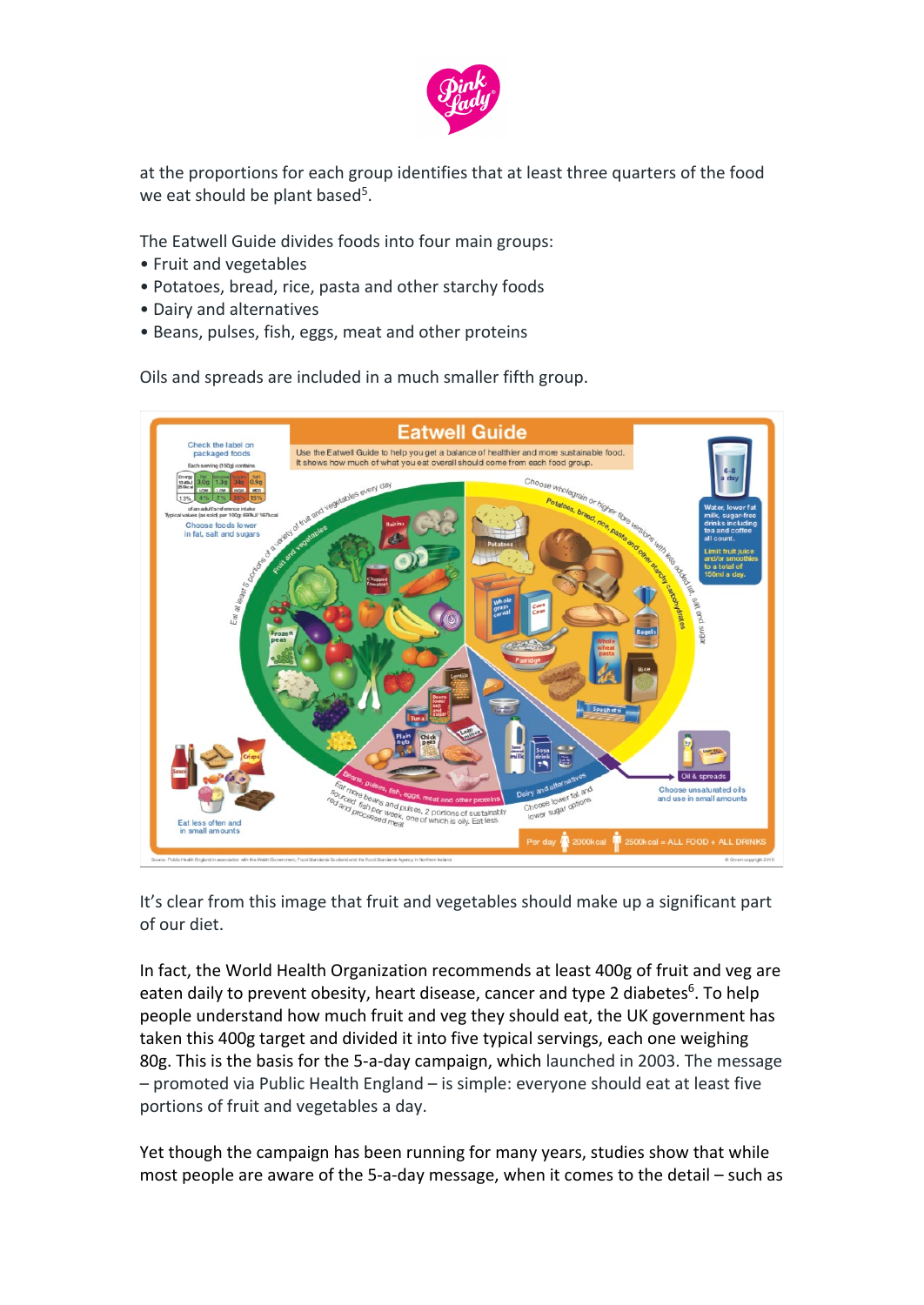at the proportions for each group identifies that at least three quarters of the food we eat should be plant based[5].

The Eatwell Guide divides foods into four main groups:

- Fruit and vegetables
- Potatoes, bread, rice, pasta and other starchy foods
- Dairy and alternatives
- Beans, pulses, fish, eggs, meat and other proteins

Oils and spreads are included in a much smaller fifth group.

It's clear from this image that fruit and vegetables should make up a significant part of our diet.

In fact, the World Health Organization recommends at least 400g of fruit and veg are eaten daily to prevent obesity, heart disease, cancer and type 2 diabetes[6]. To help people understand how much fruit and veg they should eat, the UK government has taken this 400g target and divided it into five typical servings, each one weighing 80g. This is the basis for the 5-a-day campaign, which launched in 2003. The message – promoted via Public Health England – is simple: everyone should eat at least five portions of fruit and vegetables a day.

Yet though the campaign has been running for many years, studies show that while most people are aware of the 5-a-day message, when it comes to the detail – such as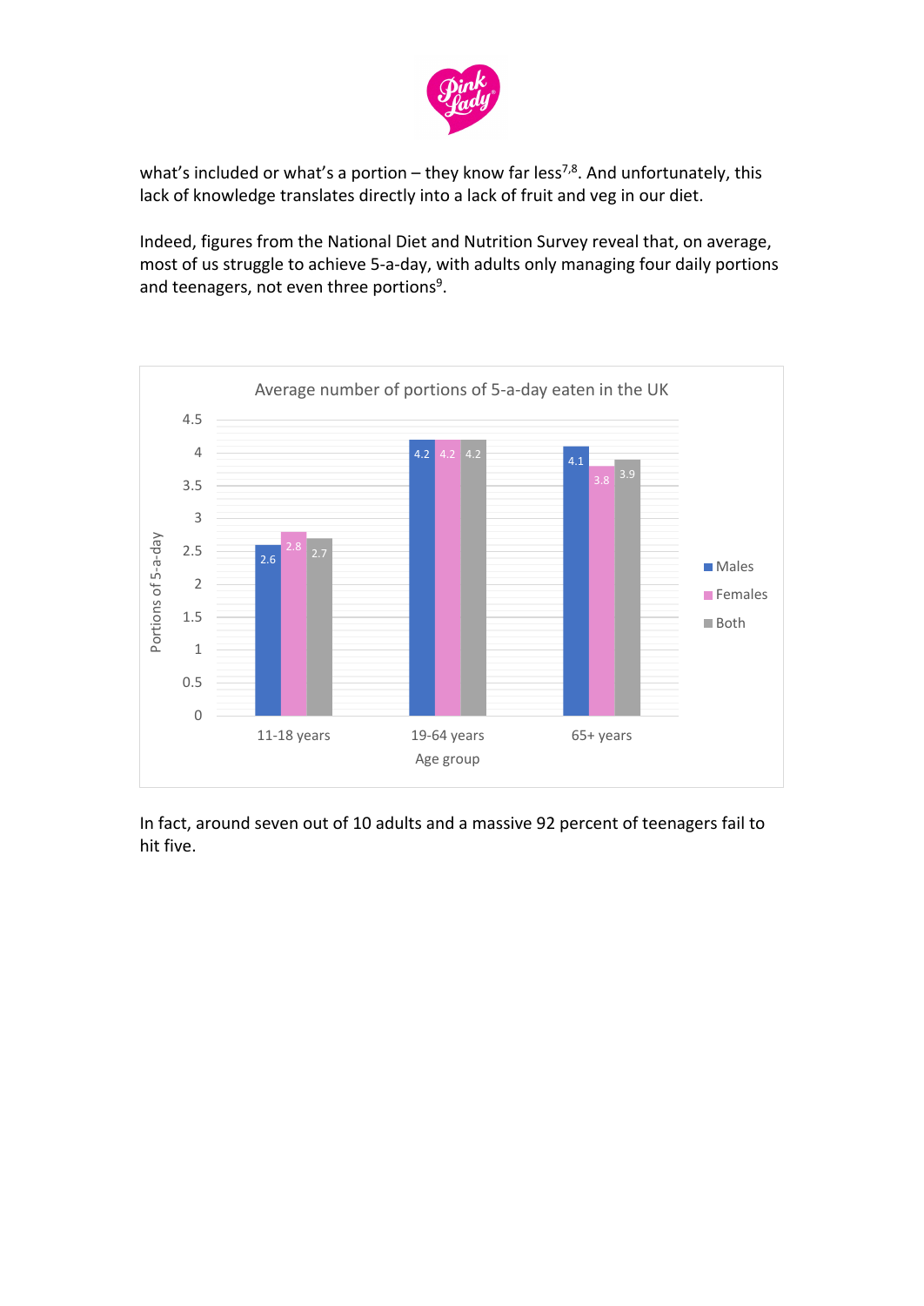what's included or what's a portion – they know far less[7,8]. And unfortunately, this lack of knowledge translates directly into a lack of fruit and veg in our diet.

Indeed, figures from the National Diet and Nutrition Survey reveal that, on average, most of us struggle to achieve 5-a-day, with adults only managing four daily portions and teenagers, not even three portions[9].

**Average number of portions of 5-a-day eaten in the UK**

| Age group | Males | Females | Both |
|---|---|---|---|
| 11-18 years | 2.6 | 2.8 | 2.7 |
| 19-64 years | 4.2 | 4.2 | 4.2 |
| 65+ years | 4.1 | 3.8 | 3.9 |

In fact, around seven out of 10 adults and a massive 92 percent of teenagers fail to hit five.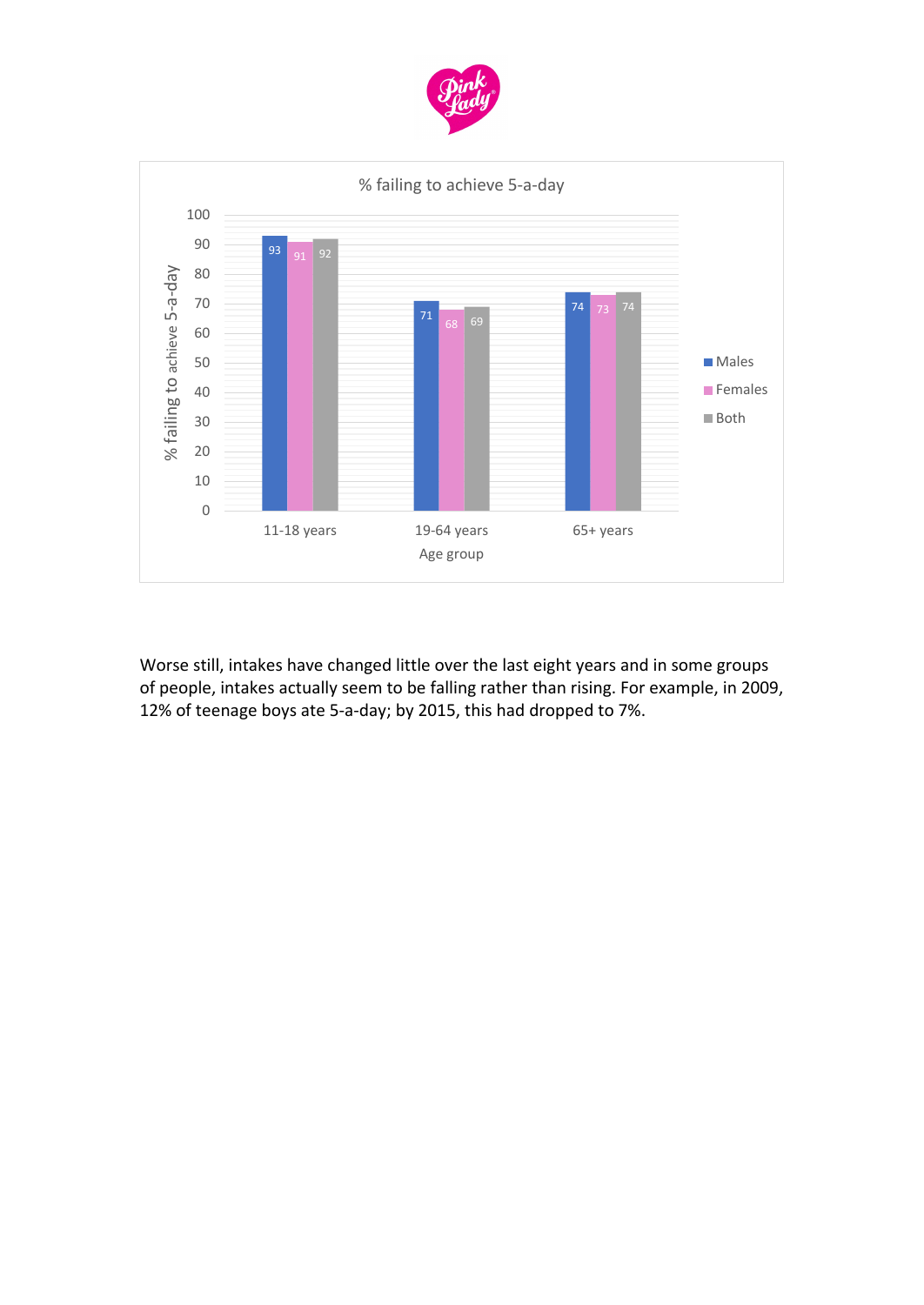% failing to achieve 5-a-day

| Age group | Males | Females | Both |
|---|---|---|---|
| 11-18 years | 93 | 91 | 92 |
| 19-64 years | 71 | 68 | 69 |
| 65+ years | 74 | 73 | 74 |

Worse still, intakes have changed little over the last eight years and in some groups of people, intakes actually seem to be falling rather than rising. For example, in 2009, 12% of teenage boys ate 5-a-day; by 2015, this had dropped to 7%.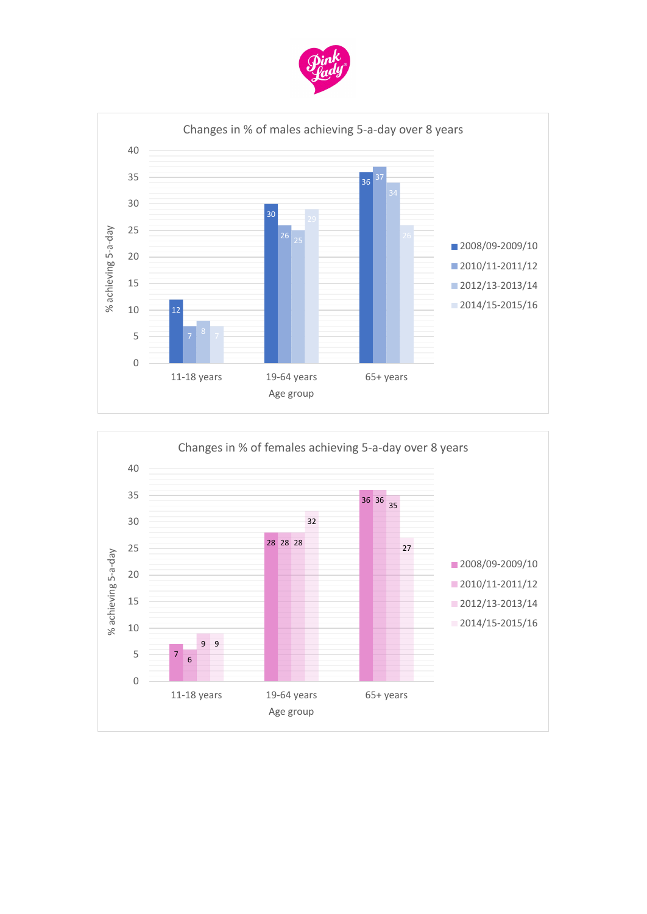**Changes in % of males achieving 5-a-day over 8 years**

| Age group | 2008/09-2009/10 | 2010/11-2011/12 | 2012/13-2013/14 | 2014/15-2015/16 |
|---|---|---|---|---|
| 11-18 years | 12 | 7 | 8 | 7 |
| 19-64 years | 30 | 26 | 25 | 29 |
| 65+ years | 36 | 37 | 34 | 26 |

**Changes in % of females achieving 5-a-day over 8 years**

| Age group | 2008/09-2009/10 | 2010/11-2011/12 | 2012/13-2013/14 | 2014/15-2015/16 |
|---|---|---|---|---|
| 11-18 years | 7 | 6 | 9 | 9 |
| 19-64 years | 28 | 28 | 28 | 32 |
| 65+ years | 36 | 36 | 35 | 27 |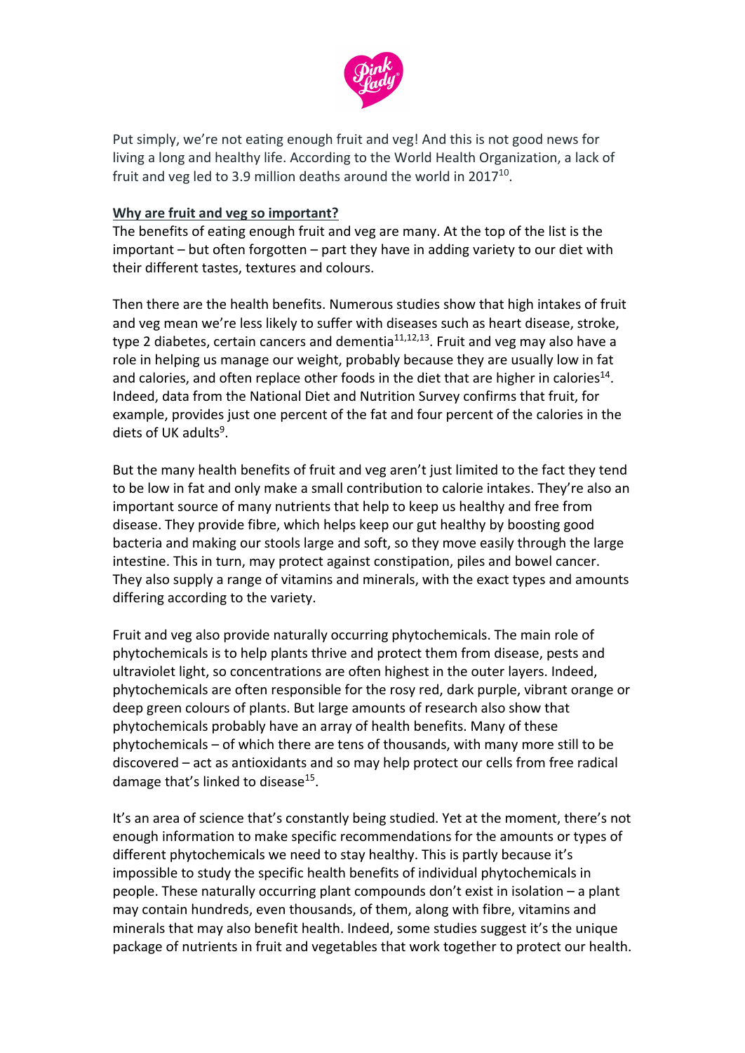Put simply, we're not eating enough fruit and veg! And this is not good news for living a long and healthy life. According to the World Health Organization, a lack of fruit and veg led to 3.9 million deaths around the world in 2017[10].

**Why are fruit and veg so important?**

The benefits of eating enough fruit and veg are many. At the top of the list is the important – but often forgotten – part they have in adding variety to our diet with their different tastes, textures and colours.

Then there are the health benefits. Numerous studies show that high intakes of fruit and veg mean we're less likely to suffer with diseases such as heart disease, stroke, type 2 diabetes, certain cancers and dementia[11,12,13]. Fruit and veg may also have a role in helping us manage our weight, probably because they are usually low in fat and calories, and often replace other foods in the diet that are higher in calories[14]. Indeed, data from the National Diet and Nutrition Survey confirms that fruit, for example, provides just one percent of the fat and four percent of the calories in the diets of UK adults[9].

But the many health benefits of fruit and veg aren't just limited to the fact they tend to be low in fat and only make a small contribution to calorie intakes. They're also an important source of many nutrients that help to keep us healthy and free from disease. They provide fibre, which helps keep our gut healthy by boosting good bacteria and making our stools large and soft, so they move easily through the large intestine. This in turn, may protect against constipation, piles and bowel cancer. They also supply a range of vitamins and minerals, with the exact types and amounts differing according to the variety.

Fruit and veg also provide naturally occurring phytochemicals. The main role of phytochemicals is to help plants thrive and protect them from disease, pests and ultraviolet light, so concentrations are often highest in the outer layers. Indeed, phytochemicals are often responsible for the rosy red, dark purple, vibrant orange or deep green colours of plants. But large amounts of research also show that phytochemicals probably have an array of health benefits. Many of these phytochemicals – of which there are tens of thousands, with many more still to be discovered – act as antioxidants and so may help protect our cells from free radical damage that's linked to disease[15].

It's an area of science that's constantly being studied. Yet at the moment, there's not enough information to make specific recommendations for the amounts or types of different phytochemicals we need to stay healthy. This is partly because it's impossible to study the specific health benefits of individual phytochemicals in people. These naturally occurring plant compounds don't exist in isolation – a plant may contain hundreds, even thousands, of them, along with fibre, vitamins and minerals that may also benefit health. Indeed, some studies suggest it's the unique package of nutrients in fruit and vegetables that work together to protect our health.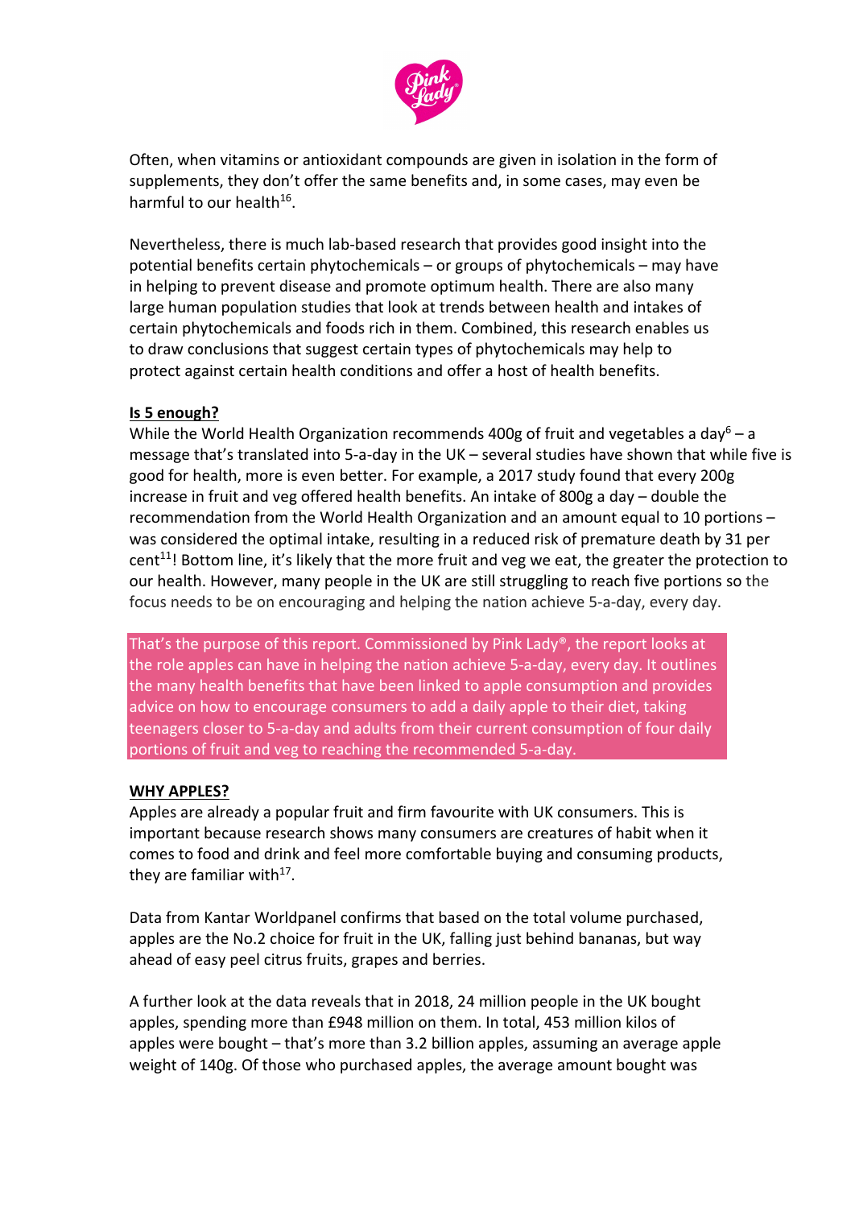Often, when vitamins or antioxidant compounds are given in isolation in the form of supplements, they don't offer the same benefits and, in some cases, may even be harmful to our health[16].

Nevertheless, there is much lab-based research that provides good insight into the potential benefits certain phytochemicals – or groups of phytochemicals – may have in helping to prevent disease and promote optimum health. There are also many large human population studies that look at trends between health and intakes of certain phytochemicals and foods rich in them. Combined, this research enables us to draw conclusions that suggest certain types of phytochemicals may help to protect against certain health conditions and offer a host of health benefits.

## Is 5 enough?

While the World Health Organization recommends 400g of fruit and vegetables a day[6] – a message that's translated into 5-a-day in the UK – several studies have shown that while five is good for health, more is even better. For example, a 2017 study found that every 200g increase in fruit and veg offered health benefits. An intake of 800g a day – double the recommendation from the World Health Organization and an amount equal to 10 portions – was considered the optimal intake, resulting in a reduced risk of premature death by 31 per cent[11]! Bottom line, it's likely that the more fruit and veg we eat, the greater the protection to our health. However, many people in the UK are still struggling to reach five portions so the focus needs to be on encouraging and helping the nation achieve 5-a-day, every day.

That's the purpose of this report. Commissioned by Pink Lady®, the report looks at the role apples can have in helping the nation achieve 5-a-day, every day. It outlines the many health benefits that have been linked to apple consumption and provides advice on how to encourage consumers to add a daily apple to their diet, taking teenagers closer to 5-a-day and adults from their current consumption of four daily portions of fruit and veg to reaching the recommended 5-a-day.

## WHY APPLES?

Apples are already a popular fruit and firm favourite with UK consumers. This is important because research shows many consumers are creatures of habit when it comes to food and drink and feel more comfortable buying and consuming products, they are familiar with[17].

Data from Kantar Worldpanel confirms that based on the total volume purchased, apples are the No.2 choice for fruit in the UK, falling just behind bananas, but way ahead of easy peel citrus fruits, grapes and berries.

A further look at the data reveals that in 2018, 24 million people in the UK bought apples, spending more than £948 million on them. In total, 453 million kilos of apples were bought – that's more than 3.2 billion apples, assuming an average apple weight of 140g. Of those who purchased apples, the average amount bought was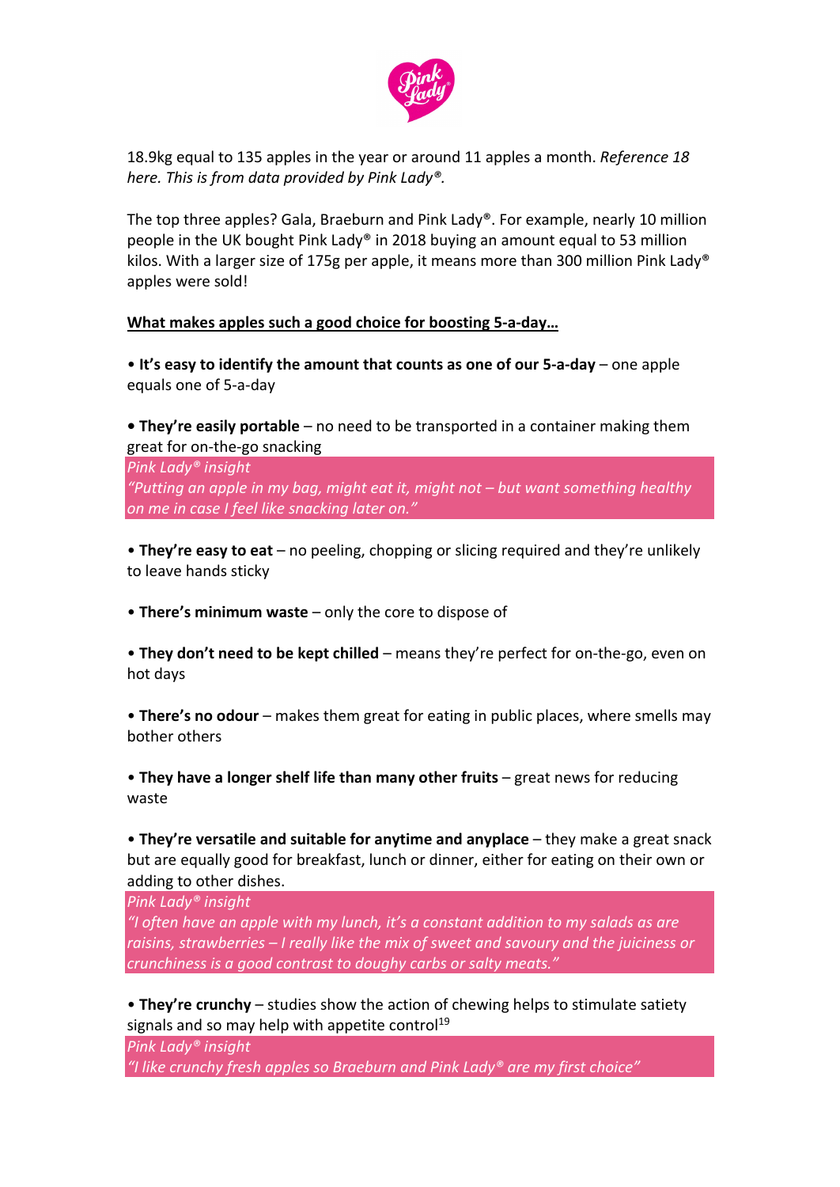18.9kg equal to 135 apples in the year or around 11 apples a month. *Reference 18 here. This is from data provided by Pink Lady®.*

The top three apples? Gala, Braeburn and Pink Lady®. For example, nearly 10 million people in the UK bought Pink Lady® in 2018 buying an amount equal to 53 million kilos. With a larger size of 175g per apple, it means more than 300 million Pink Lady® apples were sold!

**What makes apples such a good choice for boosting 5-a-day…**

• **It's easy to identify the amount that counts as one of our 5-a-day** – one apple equals one of 5-a-day

• **They're easily portable** – no need to be transported in a container making them great for on-the-go snacking

> *Pink Lady® insight*
> *"Putting an apple in my bag, might eat it, might not – but want something healthy on me in case I feel like snacking later on."*

• **They're easy to eat** – no peeling, chopping or slicing required and they're unlikely to leave hands sticky

• **There's minimum waste** – only the core to dispose of

• **They don't need to be kept chilled** – means they're perfect for on-the-go, even on hot days

• **There's no odour** – makes them great for eating in public places, where smells may bother others

• **They have a longer shelf life than many other fruits** – great news for reducing waste

• **They're versatile and suitable for anytime and anyplace** – they make a great snack but are equally good for breakfast, lunch or dinner, either for eating on their own or adding to other dishes.

> *Pink Lady® insight*
> *"I often have an apple with my lunch, it's a constant addition to my salads as are raisins, strawberries – I really like the mix of sweet and savoury and the juiciness or crunchiness is a good contrast to doughy carbs or salty meats."*

• **They're crunchy** – studies show the action of chewing helps to stimulate satiety signals and so may help with appetite control[19]

> *Pink Lady® insight*
> *"I like crunchy fresh apples so Braeburn and Pink Lady® are my first choice"*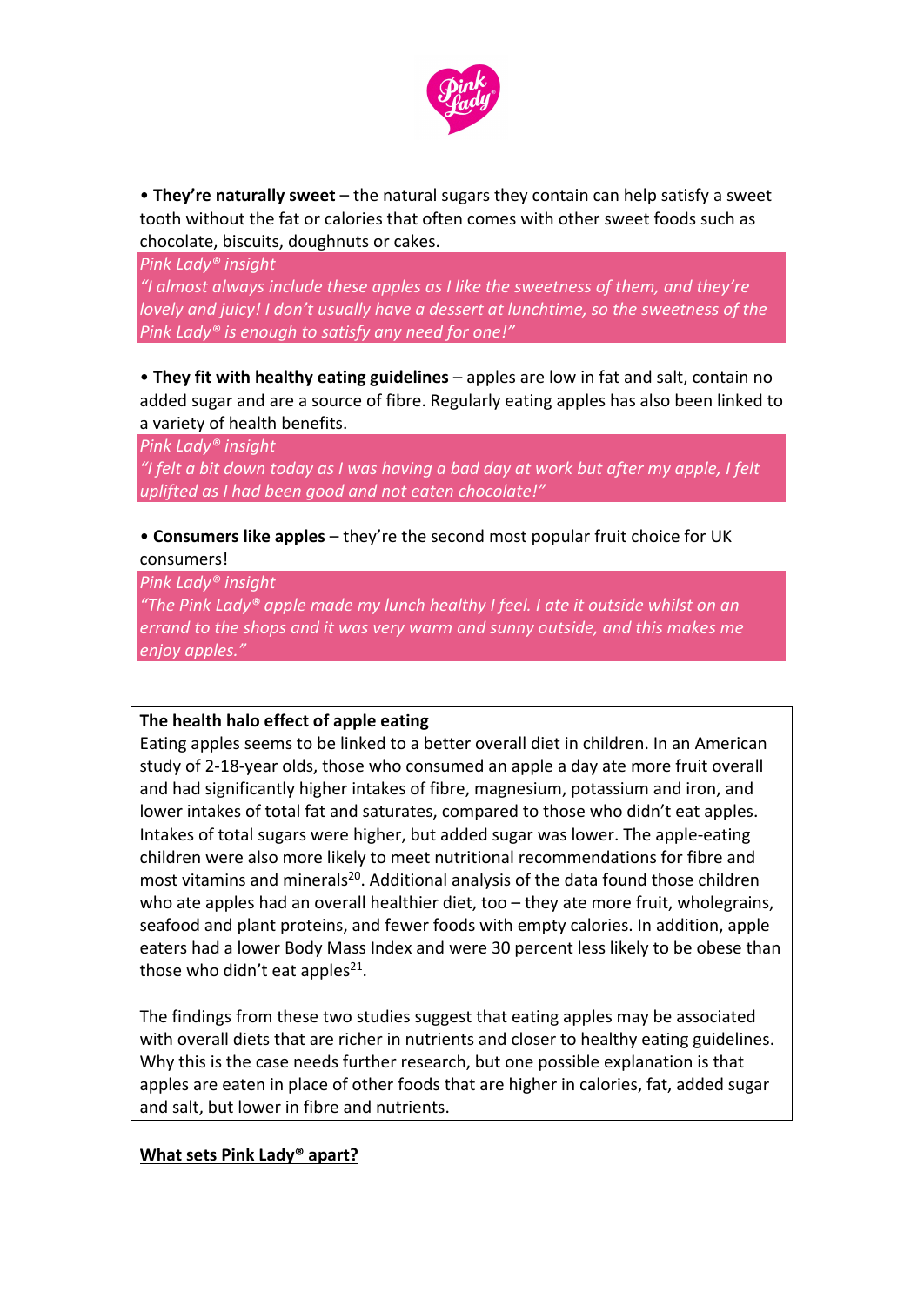• **They're naturally sweet** – the natural sugars they contain can help satisfy a sweet tooth without the fat or calories that often comes with other sweet foods such as chocolate, biscuits, doughnuts or cakes.

*Pink Lady® insight*
*"I almost always include these apples as I like the sweetness of them, and they're lovely and juicy! I don't usually have a dessert at lunchtime, so the sweetness of the Pink Lady® is enough to satisfy any need for one!"*

• **They fit with healthy eating guidelines** – apples are low in fat and salt, contain no added sugar and are a source of fibre. Regularly eating apples has also been linked to a variety of health benefits.

*Pink Lady® insight*
*"I felt a bit down today as I was having a bad day at work but after my apple, I felt uplifted as I had been good and not eaten chocolate!"*

• **Consumers like apples** – they're the second most popular fruit choice for UK consumers!

*Pink Lady® insight*
*"The Pink Lady® apple made my lunch healthy I feel. I ate it outside whilst on an errand to the shops and it was very warm and sunny outside, and this makes me enjoy apples."*

**The health halo effect of apple eating**

Eating apples seems to be linked to a better overall diet in children. In an American study of 2-18-year olds, those who consumed an apple a day ate more fruit overall and had significantly higher intakes of fibre, magnesium, potassium and iron, and lower intakes of total fat and saturates, compared to those who didn't eat apples. Intakes of total sugars were higher, but added sugar was lower. The apple-eating children were also more likely to meet nutritional recommendations for fibre and most vitamins and minerals[20]. Additional analysis of the data found those children who ate apples had an overall healthier diet, too – they ate more fruit, wholegrains, seafood and plant proteins, and fewer foods with empty calories. In addition, apple eaters had a lower Body Mass Index and were 30 percent less likely to be obese than those who didn't eat apples[21].

The findings from these two studies suggest that eating apples may be associated with overall diets that are richer in nutrients and closer to healthy eating guidelines. Why this is the case needs further research, but one possible explanation is that apples are eaten in place of other foods that are higher in calories, fat, added sugar and salt, but lower in fibre and nutrients.

## What sets Pink Lady® apart?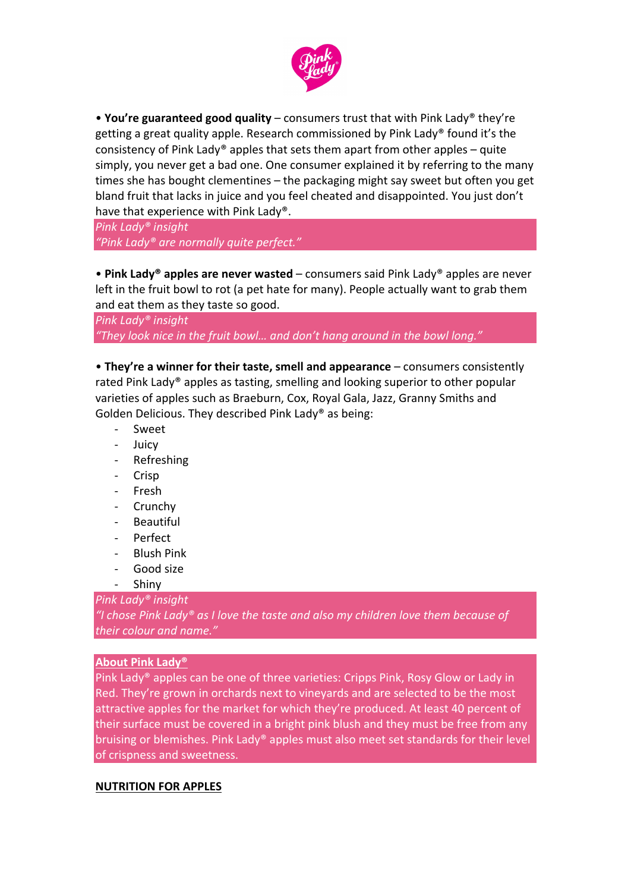• **You're guaranteed good quality** – consumers trust that with Pink Lady® they're getting a great quality apple. Research commissioned by Pink Lady® found it's the consistency of Pink Lady® apples that sets them apart from other apples – quite simply, you never get a bad one. One consumer explained it by referring to the many times she has bought clementines – the packaging might say sweet but often you get bland fruit that lacks in juice and you feel cheated and disappointed. You just don't have that experience with Pink Lady®.

*Pink Lady® insight*
*"Pink Lady® are normally quite perfect."*

• **Pink Lady® apples are never wasted** – consumers said Pink Lady® apples are never left in the fruit bowl to rot (a pet hate for many). People actually want to grab them and eat them as they taste so good.

*Pink Lady® insight*
*"They look nice in the fruit bowl… and don't hang around in the bowl long."*

• **They're a winner for their taste, smell and appearance** – consumers consistently rated Pink Lady® apples as tasting, smelling and looking superior to other popular varieties of apples such as Braeburn, Cox, Royal Gala, Jazz, Granny Smiths and Golden Delicious. They described Pink Lady® as being:

- Sweet
- Juicy
- Refreshing
- Crisp
- Fresh
- Crunchy
- Beautiful
- Perfect
- Blush Pink
- Good size
- Shiny

*Pink Lady® insight*
*"I chose Pink Lady® as I love the taste and also my children love them because of their colour and name."*

**About Pink Lady®**

Pink Lady® apples can be one of three varieties: Cripps Pink, Rosy Glow or Lady in Red. They're grown in orchards next to vineyards and are selected to be the most attractive apples for the market for which they're produced. At least 40 percent of their surface must be covered in a bright pink blush and they must be free from any bruising or blemishes. Pink Lady® apples must also meet set standards for their level of crispness and sweetness.

## NUTRITION FOR APPLES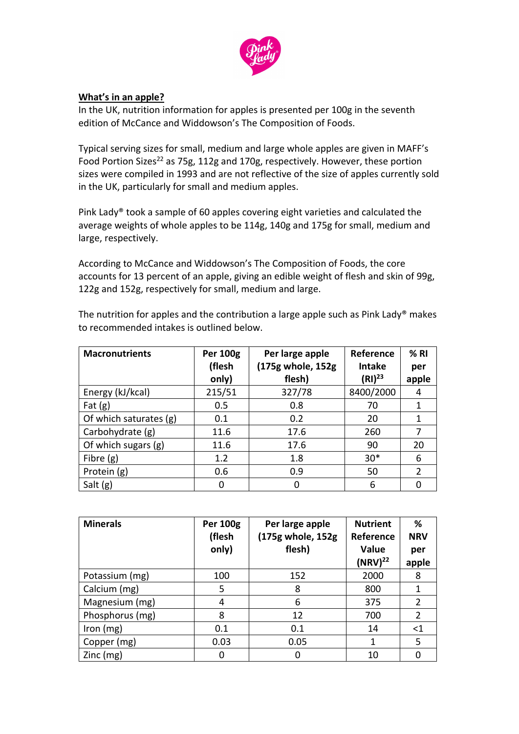## What's in an apple?

In the UK, nutrition information for apples is presented per 100g in the seventh edition of McCance and Widdowson's The Composition of Foods.

Typical serving sizes for small, medium and large whole apples are given in MAFF's Food Portion Sizes[22] as 75g, 112g and 170g, respectively. However, these portion sizes were compiled in 1993 and are not reflective of the size of apples currently sold in the UK, particularly for small and medium apples.

Pink Lady® took a sample of 60 apples covering eight varieties and calculated the average weights of whole apples to be 114g, 140g and 175g for small, medium and large, respectively.

According to McCance and Widdowson's The Composition of Foods, the core accounts for 13 percent of an apple, giving an edible weight of flesh and skin of 99g, 122g and 152g, respectively for small, medium and large.

The nutrition for apples and the contribution a large apple such as Pink Lady® makes to recommended intakes is outlined below.

| Macronutrients | Per 100g (flesh only) | Per large apple (175g whole, 152g flesh) | Reference Intake (RI)[23] | % RI per apple |
|---|---|---|---|---|
| Energy (kJ/kcal) | 215/51 | 327/78 | 8400/2000 | 4 |
| Fat (g) | 0.5 | 0.8 | 70 | 1 |
| Of which saturates (g) | 0.1 | 0.2 | 20 | 1 |
| Carbohydrate (g) | 11.6 | 17.6 | 260 | 7 |
| Of which sugars (g) | 11.6 | 17.6 | 90 | 20 |
| Fibre (g) | 1.2 | 1.8 | 30* | 6 |
| Protein (g) | 0.6 | 0.9 | 50 | 2 |
| Salt (g) | 0 | 0 | 6 | 0 |

| Minerals | Per 100g (flesh only) | Per large apple (175g whole, 152g flesh) | Nutrient Reference Value (NRV)[22] | % NRV per apple |
|---|---|---|---|---|
| Potassium (mg) | 100 | 152 | 2000 | 8 |
| Calcium (mg) | 5 | 8 | 800 | 1 |
| Magnesium (mg) | 4 | 6 | 375 | 2 |
| Phosphorus (mg) | 8 | 12 | 700 | 2 |
| Iron (mg) | 0.1 | 0.1 | 14 | <1 |
| Copper (mg) | 0.03 | 0.05 | 1 | 5 |
| Zinc (mg) | 0 | 0 | 10 | 0 |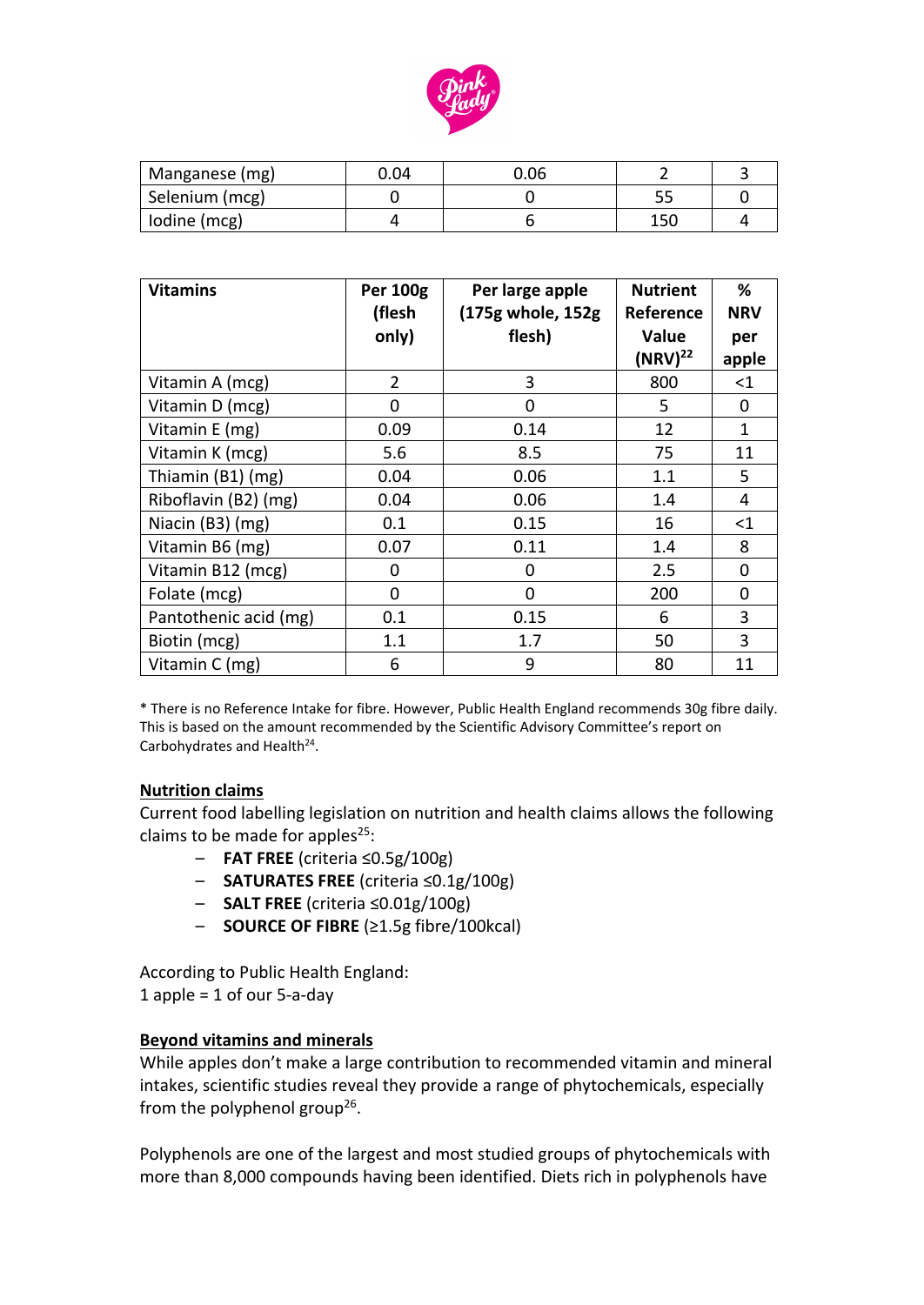| Manganese (mg) | 0.04 | 0.06 | 2 | 3 |
|---|---|---|---|---|
| Selenium (mcg) | 0 | 0 | 55 | 0 |
| Iodine (mcg) | 4 | 6 | 150 | 4 |

| Vitamins | Per 100g (flesh only) | Per large apple (175g whole, 152g flesh) | Nutrient Reference Value (NRV)[22] | % NRV per apple |
|---|---|---|---|---|
| Vitamin A (mcg) | 2 | 3 | 800 | <1 |
| Vitamin D (mcg) | 0 | 0 | 5 | 0 |
| Vitamin E (mg) | 0.09 | 0.14 | 12 | 1 |
| Vitamin K (mcg) | 5.6 | 8.5 | 75 | 11 |
| Thiamin (B1) (mg) | 0.04 | 0.06 | 1.1 | 5 |
| Riboflavin (B2) (mg) | 0.04 | 0.06 | 1.4 | 4 |
| Niacin (B3) (mg) | 0.1 | 0.15 | 16 | <1 |
| Vitamin B6 (mg) | 0.07 | 0.11 | 1.4 | 8 |
| Vitamin B12 (mcg) | 0 | 0 | 2.5 | 0 |
| Folate (mcg) | 0 | 0 | 200 | 0 |
| Pantothenic acid (mg) | 0.1 | 0.15 | 6 | 3 |
| Biotin (mcg) | 1.1 | 1.7 | 50 | 3 |
| Vitamin C (mg) | 6 | 9 | 80 | 11 |

* There is no Reference Intake for fibre. However, Public Health England recommends 30g fibre daily. This is based on the amount recommended by the Scientific Advisory Committee's report on Carbohydrates and Health[24].

## Nutrition claims

Current food labelling legislation on nutrition and health claims allows the following claims to be made for apples[25]:

- **FAT FREE** (criteria ≤0.5g/100g)
- **SATURATES FREE** (criteria ≤0.1g/100g)
- **SALT FREE** (criteria ≤0.01g/100g)
- **SOURCE OF FIBRE** (≥1.5g fibre/100kcal)

According to Public Health England:
1 apple = 1 of our 5-a-day

## Beyond vitamins and minerals

While apples don't make a large contribution to recommended vitamin and mineral intakes, scientific studies reveal they provide a range of phytochemicals, especially from the polyphenol group[26].

Polyphenols are one of the largest and most studied groups of phytochemicals with more than 8,000 compounds having been identified. Diets rich in polyphenols have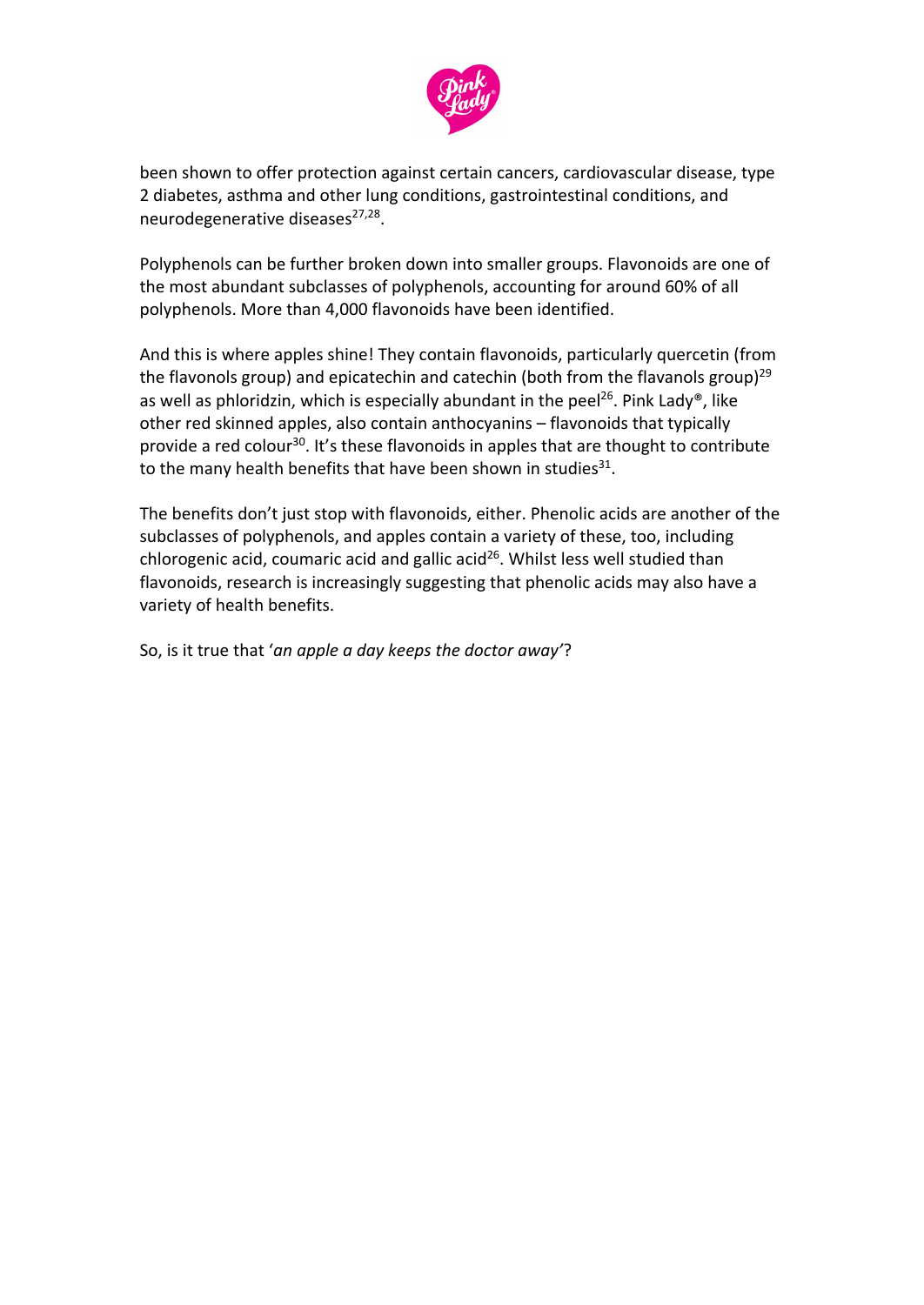been shown to offer protection against certain cancers, cardiovascular disease, type 2 diabetes, asthma and other lung conditions, gastrointestinal conditions, and neurodegenerative diseases[27,28].

Polyphenols can be further broken down into smaller groups. Flavonoids are one of the most abundant subclasses of polyphenols, accounting for around 60% of all polyphenols. More than 4,000 flavonoids have been identified.

And this is where apples shine! They contain flavonoids, particularly quercetin (from the flavonols group) and epicatechin and catechin (both from the flavanols group)[29] as well as phloridzin, which is especially abundant in the peel[26]. Pink Lady®, like other red skinned apples, also contain anthocyanins – flavonoids that typically provide a red colour[30]. It's these flavonoids in apples that are thought to contribute to the many health benefits that have been shown in studies[31].

The benefits don't just stop with flavonoids, either. Phenolic acids are another of the subclasses of polyphenols, and apples contain a variety of these, too, including chlorogenic acid, coumaric acid and gallic acid[26]. Whilst less well studied than flavonoids, research is increasingly suggesting that phenolic acids may also have a variety of health benefits.

So, is it true that '*an apple a day keeps the doctor away*'?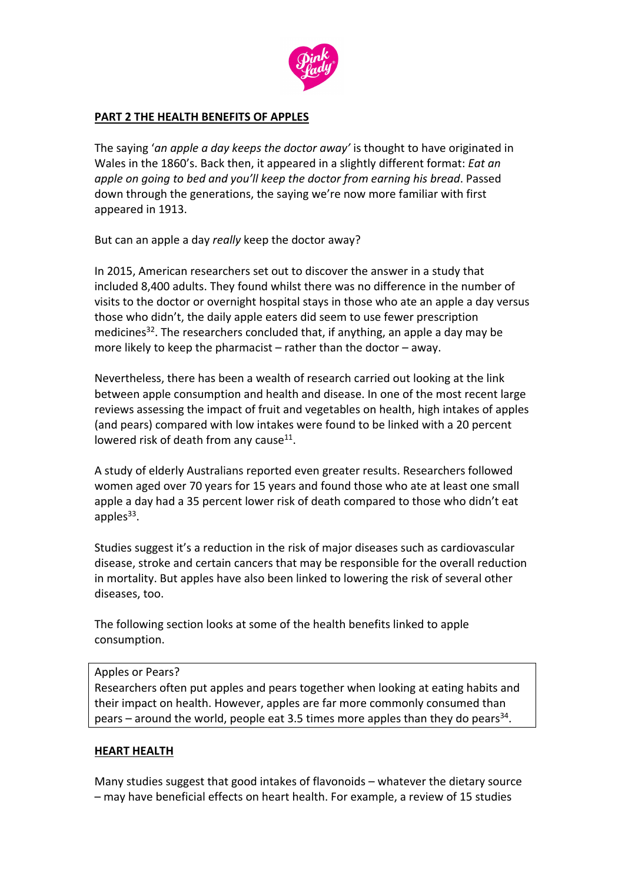**PART 2 THE HEALTH BENEFITS OF APPLES**

The saying '*an apple a day keeps the doctor away*' is thought to have originated in Wales in the 1860's. Back then, it appeared in a slightly different format: *Eat an apple on going to bed and you'll keep the doctor from earning his bread*. Passed down through the generations, the saying we're now more familiar with first appeared in 1913.

But can an apple a day *really* keep the doctor away?

In 2015, American researchers set out to discover the answer in a study that included 8,400 adults. They found whilst there was no difference in the number of visits to the doctor or overnight hospital stays in those who ate an apple a day versus those who didn't, the daily apple eaters did seem to use fewer prescription medicines[32]. The researchers concluded that, if anything, an apple a day may be more likely to keep the pharmacist – rather than the doctor – away.

Nevertheless, there has been a wealth of research carried out looking at the link between apple consumption and health and disease. In one of the most recent large reviews assessing the impact of fruit and vegetables on health, high intakes of apples (and pears) compared with low intakes were found to be linked with a 20 percent lowered risk of death from any cause[11].

A study of elderly Australians reported even greater results. Researchers followed women aged over 70 years for 15 years and found those who ate at least one small apple a day had a 35 percent lower risk of death compared to those who didn't eat apples[33].

Studies suggest it's a reduction in the risk of major diseases such as cardiovascular disease, stroke and certain cancers that may be responsible for the overall reduction in mortality. But apples have also been linked to lowering the risk of several other diseases, too.

The following section looks at some of the health benefits linked to apple consumption.

> Apples or Pears?
> Researchers often put apples and pears together when looking at eating habits and their impact on health. However, apples are far more commonly consumed than pears – around the world, people eat 3.5 times more apples than they do pears[34].

**HEART HEALTH**

Many studies suggest that good intakes of flavonoids – whatever the dietary source – may have beneficial effects on heart health. For example, a review of 15 studies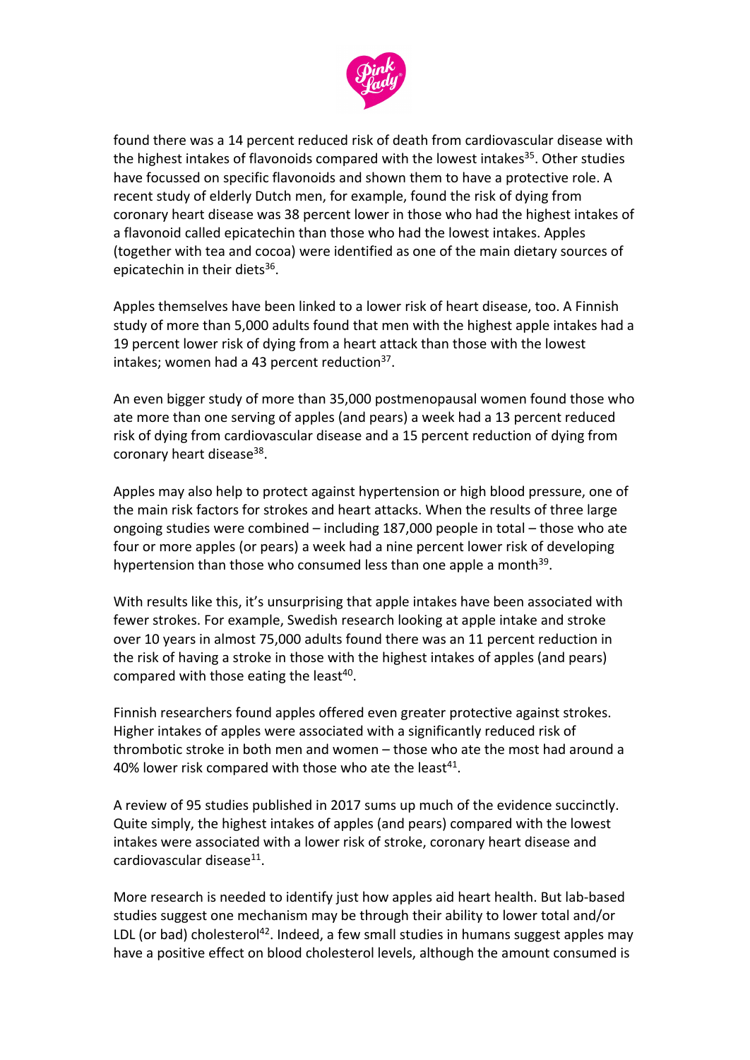found there was a 14 percent reduced risk of death from cardiovascular disease with the highest intakes of flavonoids compared with the lowest intakes[35]. Other studies have focussed on specific flavonoids and shown them to have a protective role. A recent study of elderly Dutch men, for example, found the risk of dying from coronary heart disease was 38 percent lower in those who had the highest intakes of a flavonoid called epicatechin than those who had the lowest intakes. Apples (together with tea and cocoa) were identified as one of the main dietary sources of epicatechin in their diets[36].

Apples themselves have been linked to a lower risk of heart disease, too. A Finnish study of more than 5,000 adults found that men with the highest apple intakes had a 19 percent lower risk of dying from a heart attack than those with the lowest intakes; women had a 43 percent reduction[37].

An even bigger study of more than 35,000 postmenopausal women found those who ate more than one serving of apples (and pears) a week had a 13 percent reduced risk of dying from cardiovascular disease and a 15 percent reduction of dying from coronary heart disease[38].

Apples may also help to protect against hypertension or high blood pressure, one of the main risk factors for strokes and heart attacks. When the results of three large ongoing studies were combined – including 187,000 people in total – those who ate four or more apples (or pears) a week had a nine percent lower risk of developing hypertension than those who consumed less than one apple a month[39].

With results like this, it's unsurprising that apple intakes have been associated with fewer strokes. For example, Swedish research looking at apple intake and stroke over 10 years in almost 75,000 adults found there was an 11 percent reduction in the risk of having a stroke in those with the highest intakes of apples (and pears) compared with those eating the least[40].

Finnish researchers found apples offered even greater protective against strokes. Higher intakes of apples were associated with a significantly reduced risk of thrombotic stroke in both men and women – those who ate the most had around a 40% lower risk compared with those who ate the least[41].

A review of 95 studies published in 2017 sums up much of the evidence succinctly. Quite simply, the highest intakes of apples (and pears) compared with the lowest intakes were associated with a lower risk of stroke, coronary heart disease and cardiovascular disease[11].

More research is needed to identify just how apples aid heart health. But lab-based studies suggest one mechanism may be through their ability to lower total and/or LDL (or bad) cholesterol[42]. Indeed, a few small studies in humans suggest apples may have a positive effect on blood cholesterol levels, although the amount consumed is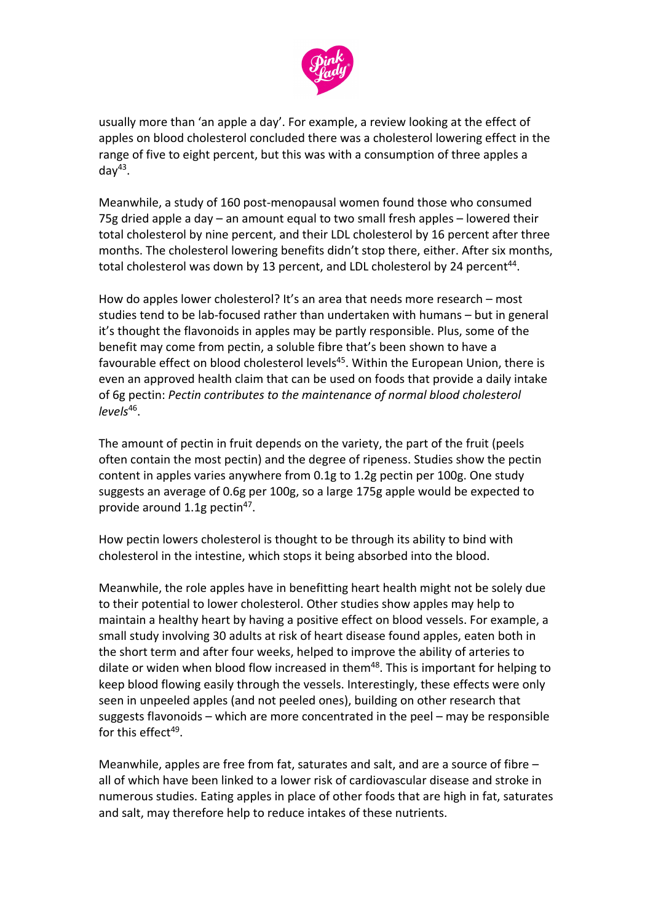usually more than 'an apple a day'. For example, a review looking at the effect of apples on blood cholesterol concluded there was a cholesterol lowering effect in the range of five to eight percent, but this was with a consumption of three apples a day[43].

Meanwhile, a study of 160 post-menopausal women found those who consumed 75g dried apple a day – an amount equal to two small fresh apples – lowered their total cholesterol by nine percent, and their LDL cholesterol by 16 percent after three months. The cholesterol lowering benefits didn't stop there, either. After six months, total cholesterol was down by 13 percent, and LDL cholesterol by 24 percent[44].

How do apples lower cholesterol? It's an area that needs more research – most studies tend to be lab-focused rather than undertaken with humans – but in general it's thought the flavonoids in apples may be partly responsible. Plus, some of the benefit may come from pectin, a soluble fibre that's been shown to have a favourable effect on blood cholesterol levels[45]. Within the European Union, there is even an approved health claim that can be used on foods that provide a daily intake of 6g pectin: *Pectin contributes to the maintenance of normal blood cholesterol levels*[46].

The amount of pectin in fruit depends on the variety, the part of the fruit (peels often contain the most pectin) and the degree of ripeness. Studies show the pectin content in apples varies anywhere from 0.1g to 1.2g pectin per 100g. One study suggests an average of 0.6g per 100g, so a large 175g apple would be expected to provide around 1.1g pectin[47].

How pectin lowers cholesterol is thought to be through its ability to bind with cholesterol in the intestine, which stops it being absorbed into the blood.

Meanwhile, the role apples have in benefitting heart health might not be solely due to their potential to lower cholesterol. Other studies show apples may help to maintain a healthy heart by having a positive effect on blood vessels. For example, a small study involving 30 adults at risk of heart disease found apples, eaten both in the short term and after four weeks, helped to improve the ability of arteries to dilate or widen when blood flow increased in them[48]. This is important for helping to keep blood flowing easily through the vessels. Interestingly, these effects were only seen in unpeeled apples (and not peeled ones), building on other research that suggests flavonoids – which are more concentrated in the peel – may be responsible for this effect[49].

Meanwhile, apples are free from fat, saturates and salt, and are a source of fibre – all of which have been linked to a lower risk of cardiovascular disease and stroke in numerous studies. Eating apples in place of other foods that are high in fat, saturates and salt, may therefore help to reduce intakes of these nutrients.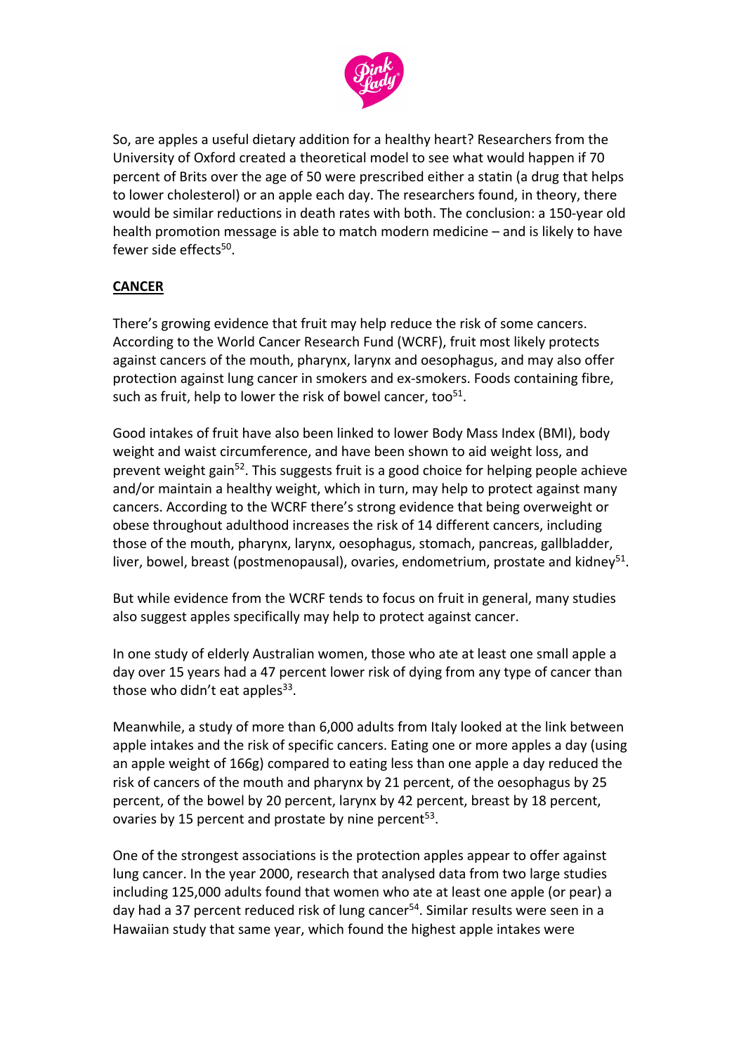So, are apples a useful dietary addition for a healthy heart? Researchers from the University of Oxford created a theoretical model to see what would happen if 70 percent of Brits over the age of 50 were prescribed either a statin (a drug that helps to lower cholesterol) or an apple each day. The researchers found, in theory, there would be similar reductions in death rates with both. The conclusion: a 150-year old health promotion message is able to match modern medicine – and is likely to have fewer side effects[50].

**CANCER**

There's growing evidence that fruit may help reduce the risk of some cancers. According to the World Cancer Research Fund (WCRF), fruit most likely protects against cancers of the mouth, pharynx, larynx and oesophagus, and may also offer protection against lung cancer in smokers and ex-smokers. Foods containing fibre, such as fruit, help to lower the risk of bowel cancer, too[51].

Good intakes of fruit have also been linked to lower Body Mass Index (BMI), body weight and waist circumference, and have been shown to aid weight loss, and prevent weight gain[52]. This suggests fruit is a good choice for helping people achieve and/or maintain a healthy weight, which in turn, may help to protect against many cancers. According to the WCRF there's strong evidence that being overweight or obese throughout adulthood increases the risk of 14 different cancers, including those of the mouth, pharynx, larynx, oesophagus, stomach, pancreas, gallbladder, liver, bowel, breast (postmenopausal), ovaries, endometrium, prostate and kidney[51].

But while evidence from the WCRF tends to focus on fruit in general, many studies also suggest apples specifically may help to protect against cancer.

In one study of elderly Australian women, those who ate at least one small apple a day over 15 years had a 47 percent lower risk of dying from any type of cancer than those who didn't eat apples[33].

Meanwhile, a study of more than 6,000 adults from Italy looked at the link between apple intakes and the risk of specific cancers. Eating one or more apples a day (using an apple weight of 166g) compared to eating less than one apple a day reduced the risk of cancers of the mouth and pharynx by 21 percent, of the oesophagus by 25 percent, of the bowel by 20 percent, larynx by 42 percent, breast by 18 percent, ovaries by 15 percent and prostate by nine percent[53].

One of the strongest associations is the protection apples appear to offer against lung cancer. In the year 2000, research that analysed data from two large studies including 125,000 adults found that women who ate at least one apple (or pear) a day had a 37 percent reduced risk of lung cancer[54]. Similar results were seen in a Hawaiian study that same year, which found the highest apple intakes were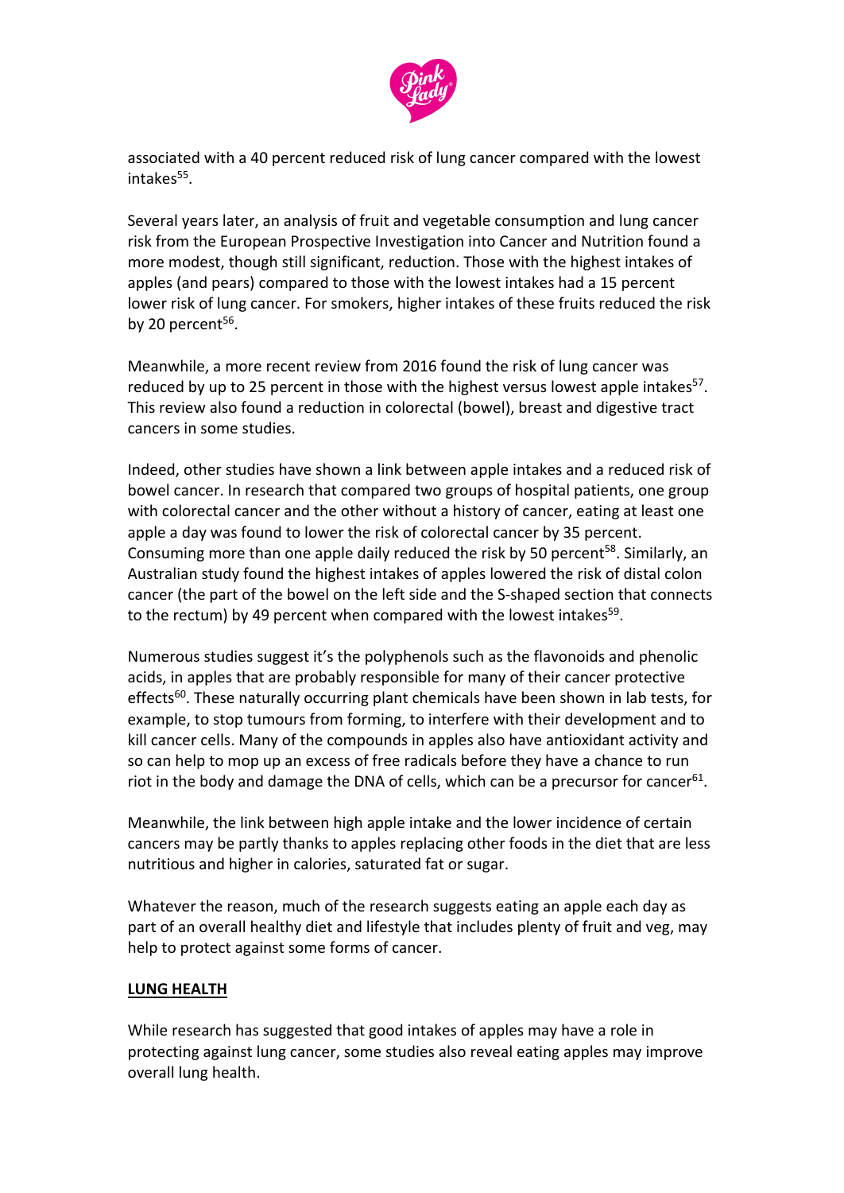associated with a 40 percent reduced risk of lung cancer compared with the lowest intakes[55].

Several years later, an analysis of fruit and vegetable consumption and lung cancer risk from the European Prospective Investigation into Cancer and Nutrition found a more modest, though still significant, reduction. Those with the highest intakes of apples (and pears) compared to those with the lowest intakes had a 15 percent lower risk of lung cancer. For smokers, higher intakes of these fruits reduced the risk by 20 percent[56].

Meanwhile, a more recent review from 2016 found the risk of lung cancer was reduced by up to 25 percent in those with the highest versus lowest apple intakes[57]. This review also found a reduction in colorectal (bowel), breast and digestive tract cancers in some studies.

Indeed, other studies have shown a link between apple intakes and a reduced risk of bowel cancer. In research that compared two groups of hospital patients, one group with colorectal cancer and the other without a history of cancer, eating at least one apple a day was found to lower the risk of colorectal cancer by 35 percent. Consuming more than one apple daily reduced the risk by 50 percent[58]. Similarly, an Australian study found the highest intakes of apples lowered the risk of distal colon cancer (the part of the bowel on the left side and the S-shaped section that connects to the rectum) by 49 percent when compared with the lowest intakes[59].

Numerous studies suggest it's the polyphenols such as the flavonoids and phenolic acids, in apples that are probably responsible for many of their cancer protective effects[60]. These naturally occurring plant chemicals have been shown in lab tests, for example, to stop tumours from forming, to interfere with their development and to kill cancer cells. Many of the compounds in apples also have antioxidant activity and so can help to mop up an excess of free radicals before they have a chance to run riot in the body and damage the DNA of cells, which can be a precursor for cancer[61].

Meanwhile, the link between high apple intake and the lower incidence of certain cancers may be partly thanks to apples replacing other foods in the diet that are less nutritious and higher in calories, saturated fat or sugar.

Whatever the reason, much of the research suggests eating an apple each day as part of an overall healthy diet and lifestyle that includes plenty of fruit and veg, may help to protect against some forms of cancer.

## LUNG HEALTH

While research has suggested that good intakes of apples may have a role in protecting against lung cancer, some studies also reveal eating apples may improve overall lung health.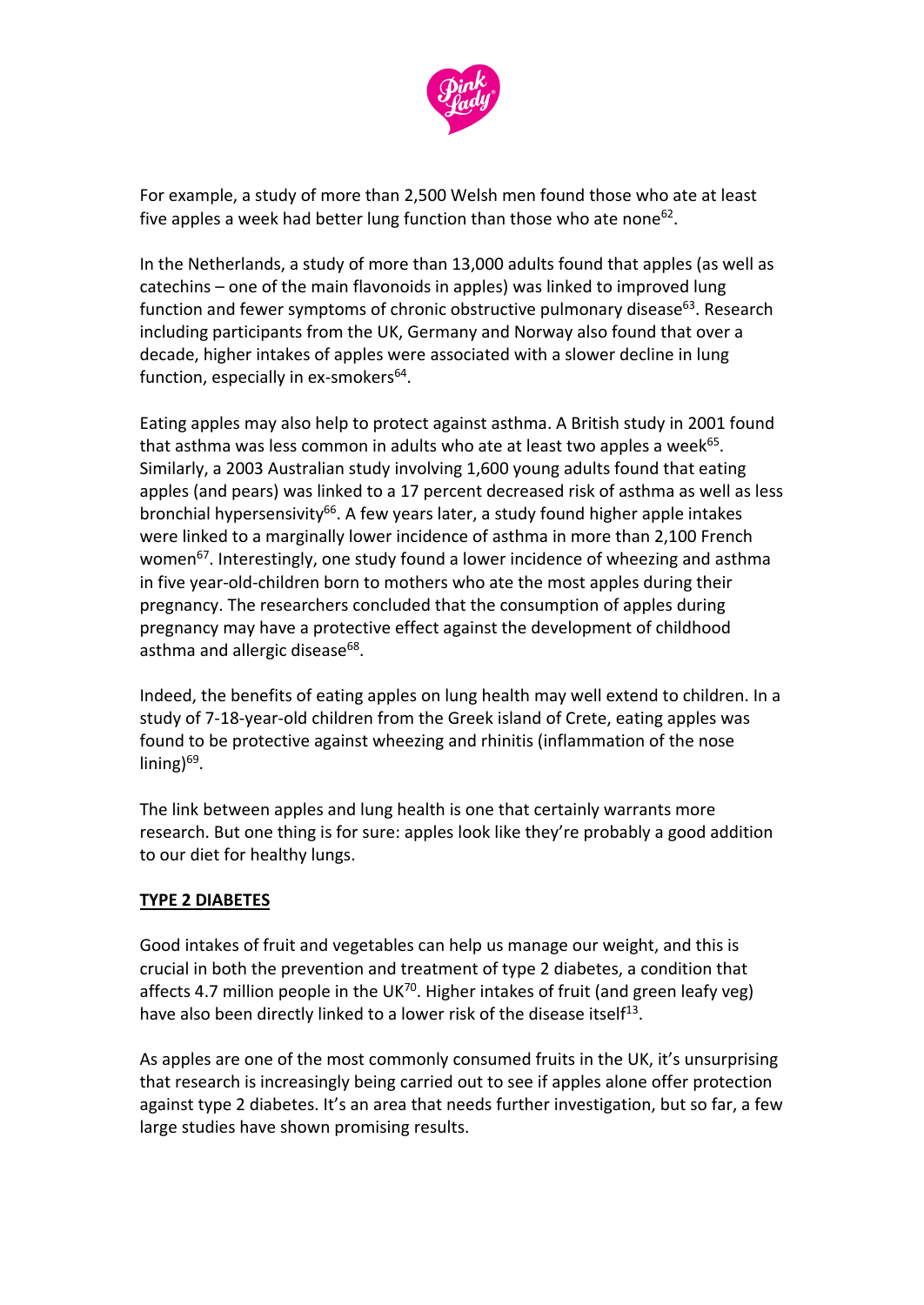For example, a study of more than 2,500 Welsh men found those who ate at least five apples a week had better lung function than those who ate none[62].

In the Netherlands, a study of more than 13,000 adults found that apples (as well as catechins – one of the main flavonoids in apples) was linked to improved lung function and fewer symptoms of chronic obstructive pulmonary disease[63]. Research including participants from the UK, Germany and Norway also found that over a decade, higher intakes of apples were associated with a slower decline in lung function, especially in ex-smokers[64].

Eating apples may also help to protect against asthma. A British study in 2001 found that asthma was less common in adults who ate at least two apples a week[65]. Similarly, a 2003 Australian study involving 1,600 young adults found that eating apples (and pears) was linked to a 17 percent decreased risk of asthma as well as less bronchial hypersensivity[66]. A few years later, a study found higher apple intakes were linked to a marginally lower incidence of asthma in more than 2,100 French women[67]. Interestingly, one study found a lower incidence of wheezing and asthma in five year-old-children born to mothers who ate the most apples during their pregnancy. The researchers concluded that the consumption of apples during pregnancy may have a protective effect against the development of childhood asthma and allergic disease[68].

Indeed, the benefits of eating apples on lung health may well extend to children. In a study of 7-18-year-old children from the Greek island of Crete, eating apples was found to be protective against wheezing and rhinitis (inflammation of the nose lining)[69].

The link between apples and lung health is one that certainly warrants more research. But one thing is for sure: apples look like they're probably a good addition to our diet for healthy lungs.

## TYPE 2 DIABETES

Good intakes of fruit and vegetables can help us manage our weight, and this is crucial in both the prevention and treatment of type 2 diabetes, a condition that affects 4.7 million people in the UK[70]. Higher intakes of fruit (and green leafy veg) have also been directly linked to a lower risk of the disease itself[13].

As apples are one of the most commonly consumed fruits in the UK, it's unsurprising that research is increasingly being carried out to see if apples alone offer protection against type 2 diabetes. It's an area that needs further investigation, but so far, a few large studies have shown promising results.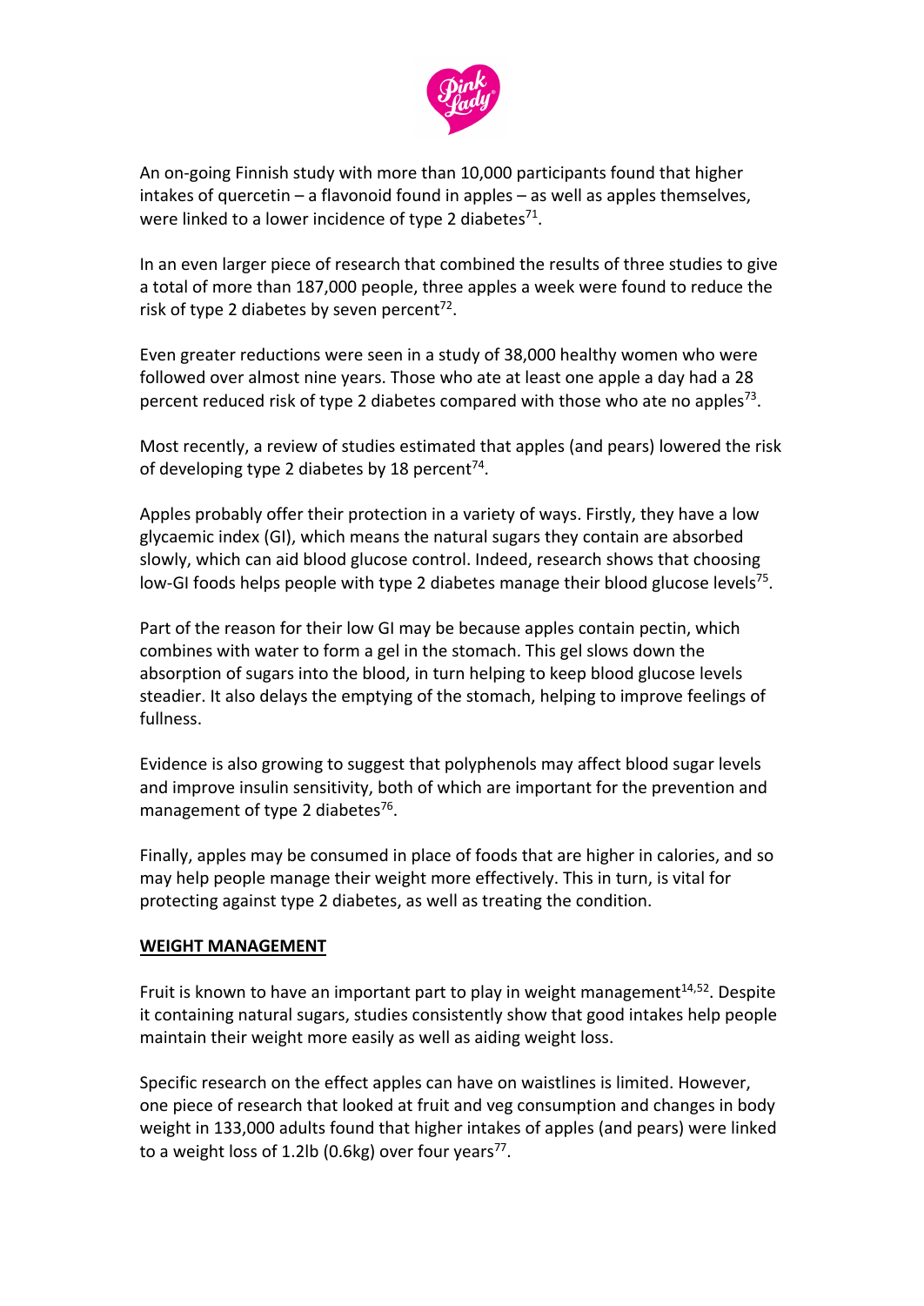An on-going Finnish study with more than 10,000 participants found that higher intakes of quercetin – a flavonoid found in apples – as well as apples themselves, were linked to a lower incidence of type 2 diabetes[71].

In an even larger piece of research that combined the results of three studies to give a total of more than 187,000 people, three apples a week were found to reduce the risk of type 2 diabetes by seven percent[72].

Even greater reductions were seen in a study of 38,000 healthy women who were followed over almost nine years. Those who ate at least one apple a day had a 28 percent reduced risk of type 2 diabetes compared with those who ate no apples[73].

Most recently, a review of studies estimated that apples (and pears) lowered the risk of developing type 2 diabetes by 18 percent[74].

Apples probably offer their protection in a variety of ways. Firstly, they have a low glycaemic index (GI), which means the natural sugars they contain are absorbed slowly, which can aid blood glucose control. Indeed, research shows that choosing low-GI foods helps people with type 2 diabetes manage their blood glucose levels[75].

Part of the reason for their low GI may be because apples contain pectin, which combines with water to form a gel in the stomach. This gel slows down the absorption of sugars into the blood, in turn helping to keep blood glucose levels steadier. It also delays the emptying of the stomach, helping to improve feelings of fullness.

Evidence is also growing to suggest that polyphenols may affect blood sugar levels and improve insulin sensitivity, both of which are important for the prevention and management of type 2 diabetes[76].

Finally, apples may be consumed in place of foods that are higher in calories, and so may help people manage their weight more effectively. This in turn, is vital for protecting against type 2 diabetes, as well as treating the condition.

## WEIGHT MANAGEMENT

Fruit is known to have an important part to play in weight management[14,52]. Despite it containing natural sugars, studies consistently show that good intakes help people maintain their weight more easily as well as aiding weight loss.

Specific research on the effect apples can have on waistlines is limited. However, one piece of research that looked at fruit and veg consumption and changes in body weight in 133,000 adults found that higher intakes of apples (and pears) were linked to a weight loss of 1.2lb (0.6kg) over four years[77].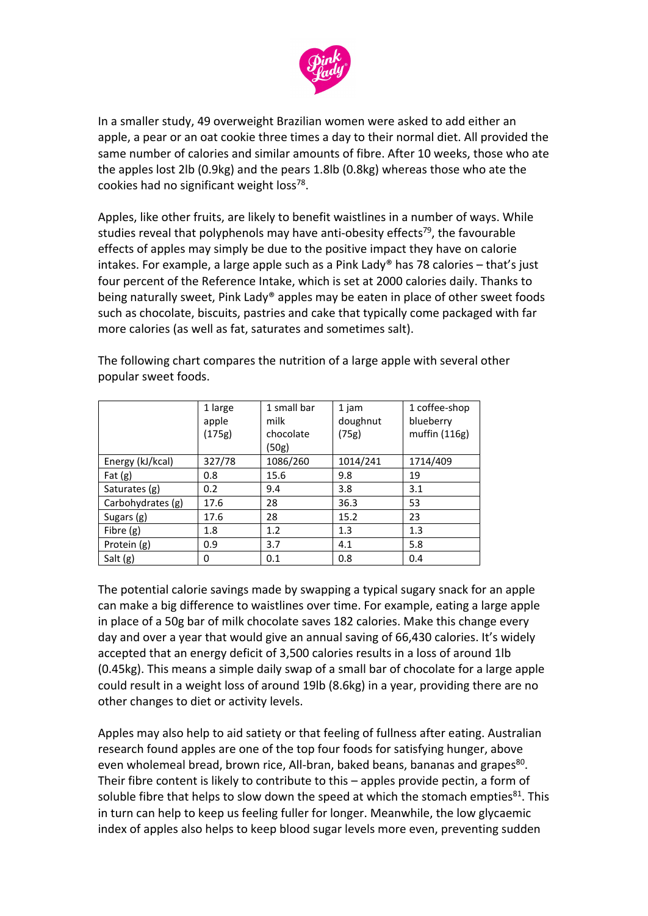In a smaller study, 49 overweight Brazilian women were asked to add either an apple, a pear or an oat cookie three times a day to their normal diet. All provided the same number of calories and similar amounts of fibre. After 10 weeks, those who ate the apples lost 2lb (0.9kg) and the pears 1.8lb (0.8kg) whereas those who ate the cookies had no significant weight loss[78].

Apples, like other fruits, are likely to benefit waistlines in a number of ways. While studies reveal that polyphenols may have anti-obesity effects[79], the favourable effects of apples may simply be due to the positive impact they have on calorie intakes. For example, a large apple such as a Pink Lady® has 78 calories – that's just four percent of the Reference Intake, which is set at 2000 calories daily. Thanks to being naturally sweet, Pink Lady® apples may be eaten in place of other sweet foods such as chocolate, biscuits, pastries and cake that typically come packaged with far more calories (as well as fat, saturates and sometimes salt).

The following chart compares the nutrition of a large apple with several other popular sweet foods.

| | 1 large apple (175g) | 1 small bar milk chocolate (50g) | 1 jam doughnut (75g) | 1 coffee-shop blueberry muffin (116g) |
|---|---|---|---|---|
| Energy (kJ/kcal) | 327/78 | 1086/260 | 1014/241 | 1714/409 |
| Fat (g) | 0.8 | 15.6 | 9.8 | 19 |
| Saturates (g) | 0.2 | 9.4 | 3.8 | 3.1 |
| Carbohydrates (g) | 17.6 | 28 | 36.3 | 53 |
| Sugars (g) | 17.6 | 28 | 15.2 | 23 |
| Fibre (g) | 1.8 | 1.2 | 1.3 | 1.3 |
| Protein (g) | 0.9 | 3.7 | 4.1 | 5.8 |
| Salt (g) | 0 | 0.1 | 0.8 | 0.4 |

The potential calorie savings made by swapping a typical sugary snack for an apple can make a big difference to waistlines over time. For example, eating a large apple in place of a 50g bar of milk chocolate saves 182 calories. Make this change every day and over a year that would give an annual saving of 66,430 calories. It's widely accepted that an energy deficit of 3,500 calories results in a loss of around 1lb (0.45kg). This means a simple daily swap of a small bar of chocolate for a large apple could result in a weight loss of around 19lb (8.6kg) in a year, providing there are no other changes to diet or activity levels.

Apples may also help to aid satiety or that feeling of fullness after eating. Australian research found apples are one of the top four foods for satisfying hunger, above even wholemeal bread, brown rice, All-bran, baked beans, bananas and grapes[80]. Their fibre content is likely to contribute to this – apples provide pectin, a form of soluble fibre that helps to slow down the speed at which the stomach empties[81]. This in turn can help to keep us feeling fuller for longer. Meanwhile, the low glycaemic index of apples also helps to keep blood sugar levels more even, preventing sudden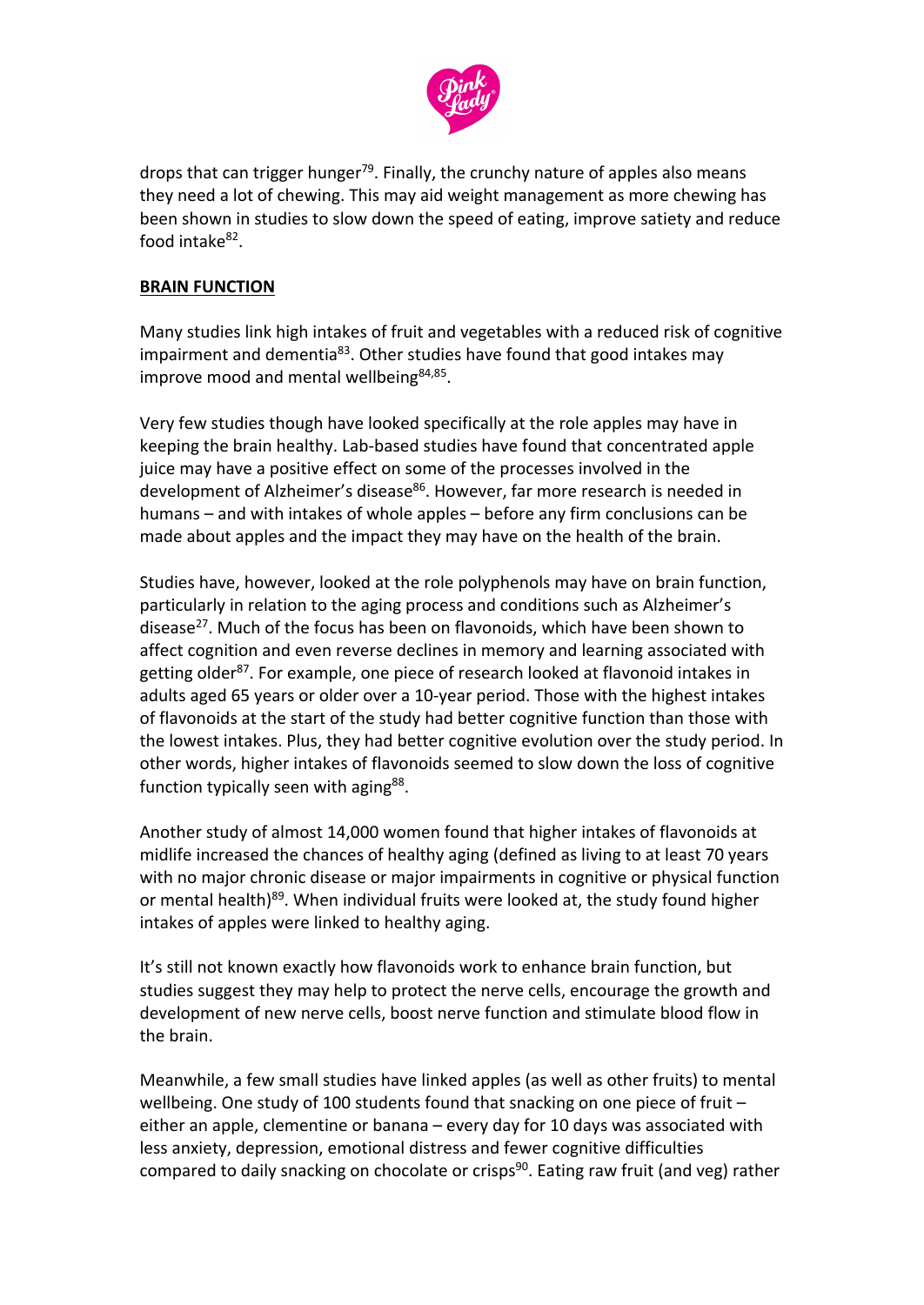drops that can trigger hunger[79]. Finally, the crunchy nature of apples also means they need a lot of chewing. This may aid weight management as more chewing has been shown in studies to slow down the speed of eating, improve satiety and reduce food intake[82].

## BRAIN FUNCTION

Many studies link high intakes of fruit and vegetables with a reduced risk of cognitive impairment and dementia[83]. Other studies have found that good intakes may improve mood and mental wellbeing[84,85].

Very few studies though have looked specifically at the role apples may have in keeping the brain healthy. Lab-based studies have found that concentrated apple juice may have a positive effect on some of the processes involved in the development of Alzheimer's disease[86]. However, far more research is needed in humans – and with intakes of whole apples – before any firm conclusions can be made about apples and the impact they may have on the health of the brain.

Studies have, however, looked at the role polyphenols may have on brain function, particularly in relation to the aging process and conditions such as Alzheimer's disease[27]. Much of the focus has been on flavonoids, which have been shown to affect cognition and even reverse declines in memory and learning associated with getting older[87]. For example, one piece of research looked at flavonoid intakes in adults aged 65 years or older over a 10-year period. Those with the highest intakes of flavonoids at the start of the study had better cognitive function than those with the lowest intakes. Plus, they had better cognitive evolution over the study period. In other words, higher intakes of flavonoids seemed to slow down the loss of cognitive function typically seen with aging[88].

Another study of almost 14,000 women found that higher intakes of flavonoids at midlife increased the chances of healthy aging (defined as living to at least 70 years with no major chronic disease or major impairments in cognitive or physical function or mental health)[89]. When individual fruits were looked at, the study found higher intakes of apples were linked to healthy aging.

It's still not known exactly how flavonoids work to enhance brain function, but studies suggest they may help to protect the nerve cells, encourage the growth and development of new nerve cells, boost nerve function and stimulate blood flow in the brain.

Meanwhile, a few small studies have linked apples (as well as other fruits) to mental wellbeing. One study of 100 students found that snacking on one piece of fruit – either an apple, clementine or banana – every day for 10 days was associated with less anxiety, depression, emotional distress and fewer cognitive difficulties compared to daily snacking on chocolate or crisps[90]. Eating raw fruit (and veg) rather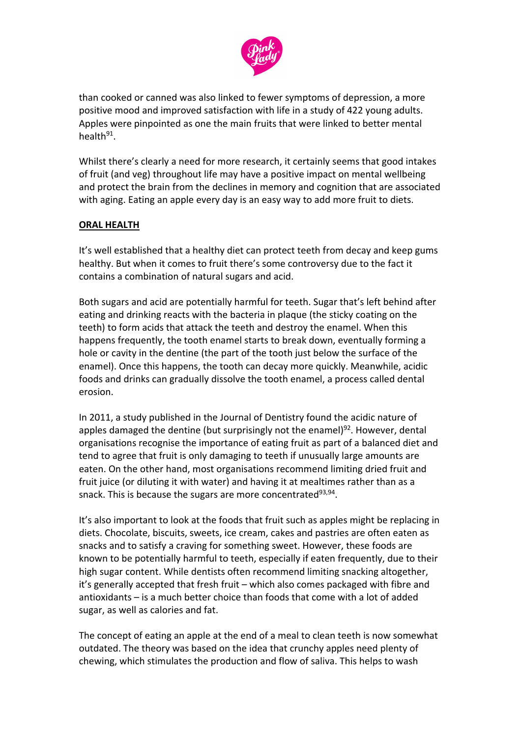than cooked or canned was also linked to fewer symptoms of depression, a more positive mood and improved satisfaction with life in a study of 422 young adults. Apples were pinpointed as one the main fruits that were linked to better mental health[91].

Whilst there's clearly a need for more research, it certainly seems that good intakes of fruit (and veg) throughout life may have a positive impact on mental wellbeing and protect the brain from the declines in memory and cognition that are associated with aging. Eating an apple every day is an easy way to add more fruit to diets.

## ORAL HEALTH

It's well established that a healthy diet can protect teeth from decay and keep gums healthy. But when it comes to fruit there's some controversy due to the fact it contains a combination of natural sugars and acid.

Both sugars and acid are potentially harmful for teeth. Sugar that's left behind after eating and drinking reacts with the bacteria in plaque (the sticky coating on the teeth) to form acids that attack the teeth and destroy the enamel. When this happens frequently, the tooth enamel starts to break down, eventually forming a hole or cavity in the dentine (the part of the tooth just below the surface of the enamel). Once this happens, the tooth can decay more quickly. Meanwhile, acidic foods and drinks can gradually dissolve the tooth enamel, a process called dental erosion.

In 2011, a study published in the Journal of Dentistry found the acidic nature of apples damaged the dentine (but surprisingly not the enamel)[92]. However, dental organisations recognise the importance of eating fruit as part of a balanced diet and tend to agree that fruit is only damaging to teeth if unusually large amounts are eaten. On the other hand, most organisations recommend limiting dried fruit and fruit juice (or diluting it with water) and having it at mealtimes rather than as a snack. This is because the sugars are more concentrated[93,94].

It's also important to look at the foods that fruit such as apples might be replacing in diets. Chocolate, biscuits, sweets, ice cream, cakes and pastries are often eaten as snacks and to satisfy a craving for something sweet. However, these foods are known to be potentially harmful to teeth, especially if eaten frequently, due to their high sugar content. While dentists often recommend limiting snacking altogether, it's generally accepted that fresh fruit – which also comes packaged with fibre and antioxidants – is a much better choice than foods that come with a lot of added sugar, as well as calories and fat.

The concept of eating an apple at the end of a meal to clean teeth is now somewhat outdated. The theory was based on the idea that crunchy apples need plenty of chewing, which stimulates the production and flow of saliva. This helps to wash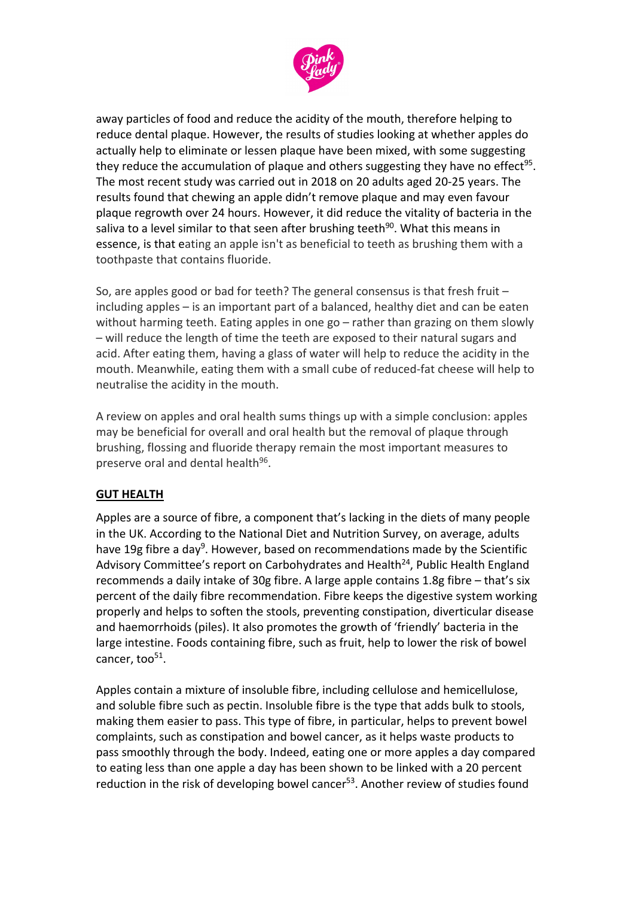away particles of food and reduce the acidity of the mouth, therefore helping to reduce dental plaque. However, the results of studies looking at whether apples do actually help to eliminate or lessen plaque have been mixed, with some suggesting they reduce the accumulation of plaque and others suggesting they have no effect[95]. The most recent study was carried out in 2018 on 20 adults aged 20-25 years. The results found that chewing an apple didn't remove plaque and may even favour plaque regrowth over 24 hours. However, it did reduce the vitality of bacteria in the saliva to a level similar to that seen after brushing teeth[90]. What this means in essence, is that eating an apple isn't as beneficial to teeth as brushing them with a toothpaste that contains fluoride.

So, are apples good or bad for teeth? The general consensus is that fresh fruit – including apples – is an important part of a balanced, healthy diet and can be eaten without harming teeth. Eating apples in one go – rather than grazing on them slowly – will reduce the length of time the teeth are exposed to their natural sugars and acid. After eating them, having a glass of water will help to reduce the acidity in the mouth. Meanwhile, eating them with a small cube of reduced-fat cheese will help to neutralise the acidity in the mouth.

A review on apples and oral health sums things up with a simple conclusion: apples may be beneficial for overall and oral health but the removal of plaque through brushing, flossing and fluoride therapy remain the most important measures to preserve oral and dental health[96].

## GUT HEALTH

Apples are a source of fibre, a component that's lacking in the diets of many people in the UK. According to the National Diet and Nutrition Survey, on average, adults have 19g fibre a day[9]. However, based on recommendations made by the Scientific Advisory Committee's report on Carbohydrates and Health[24], Public Health England recommends a daily intake of 30g fibre. A large apple contains 1.8g fibre – that's six percent of the daily fibre recommendation. Fibre keeps the digestive system working properly and helps to soften the stools, preventing constipation, diverticular disease and haemorrhoids (piles). It also promotes the growth of 'friendly' bacteria in the large intestine. Foods containing fibre, such as fruit, help to lower the risk of bowel cancer, too[51].

Apples contain a mixture of insoluble fibre, including cellulose and hemicellulose, and soluble fibre such as pectin. Insoluble fibre is the type that adds bulk to stools, making them easier to pass. This type of fibre, in particular, helps to prevent bowel complaints, such as constipation and bowel cancer, as it helps waste products to pass smoothly through the body. Indeed, eating one or more apples a day compared to eating less than one apple a day has been shown to be linked with a 20 percent reduction in the risk of developing bowel cancer[53]. Another review of studies found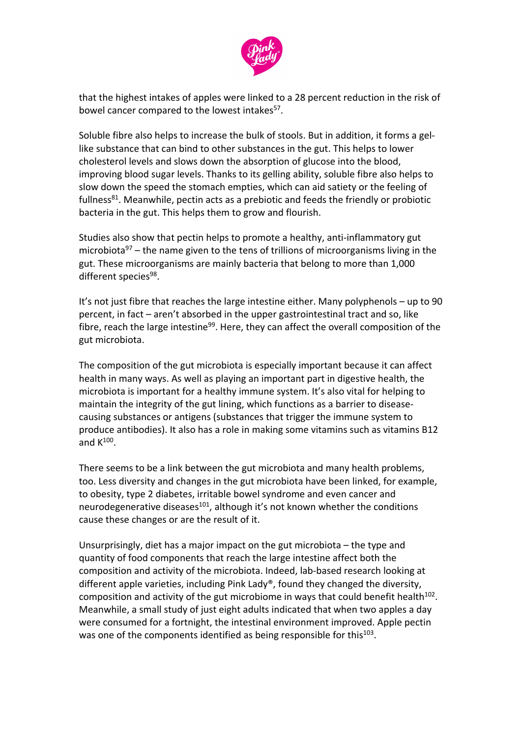that the highest intakes of apples were linked to a 28 percent reduction in the risk of bowel cancer compared to the lowest intakes[57].

Soluble fibre also helps to increase the bulk of stools. But in addition, it forms a gel-like substance that can bind to other substances in the gut. This helps to lower cholesterol levels and slows down the absorption of glucose into the blood, improving blood sugar levels. Thanks to its gelling ability, soluble fibre also helps to slow down the speed the stomach empties, which can aid satiety or the feeling of fullness[81]. Meanwhile, pectin acts as a prebiotic and feeds the friendly or probiotic bacteria in the gut. This helps them to grow and flourish.

Studies also show that pectin helps to promote a healthy, anti-inflammatory gut microbiota[97] – the name given to the tens of trillions of microorganisms living in the gut. These microorganisms are mainly bacteria that belong to more than 1,000 different species[98].

It's not just fibre that reaches the large intestine either. Many polyphenols – up to 90 percent, in fact – aren't absorbed in the upper gastrointestinal tract and so, like fibre, reach the large intestine[99]. Here, they can affect the overall composition of the gut microbiota.

The composition of the gut microbiota is especially important because it can affect health in many ways. As well as playing an important part in digestive health, the microbiota is important for a healthy immune system. It's also vital for helping to maintain the integrity of the gut lining, which functions as a barrier to disease-causing substances or antigens (substances that trigger the immune system to produce antibodies). It also has a role in making some vitamins such as vitamins B12 and K[100].

There seems to be a link between the gut microbiota and many health problems, too. Less diversity and changes in the gut microbiota have been linked, for example, to obesity, type 2 diabetes, irritable bowel syndrome and even cancer and neurodegenerative diseases[101], although it's not known whether the conditions cause these changes or are the result of it.

Unsurprisingly, diet has a major impact on the gut microbiota – the type and quantity of food components that reach the large intestine affect both the composition and activity of the microbiota. Indeed, lab-based research looking at different apple varieties, including Pink Lady®, found they changed the diversity, composition and activity of the gut microbiome in ways that could benefit health[102]. Meanwhile, a small study of just eight adults indicated that when two apples a day were consumed for a fortnight, the intestinal environment improved. Apple pectin was one of the components identified as being responsible for this[103].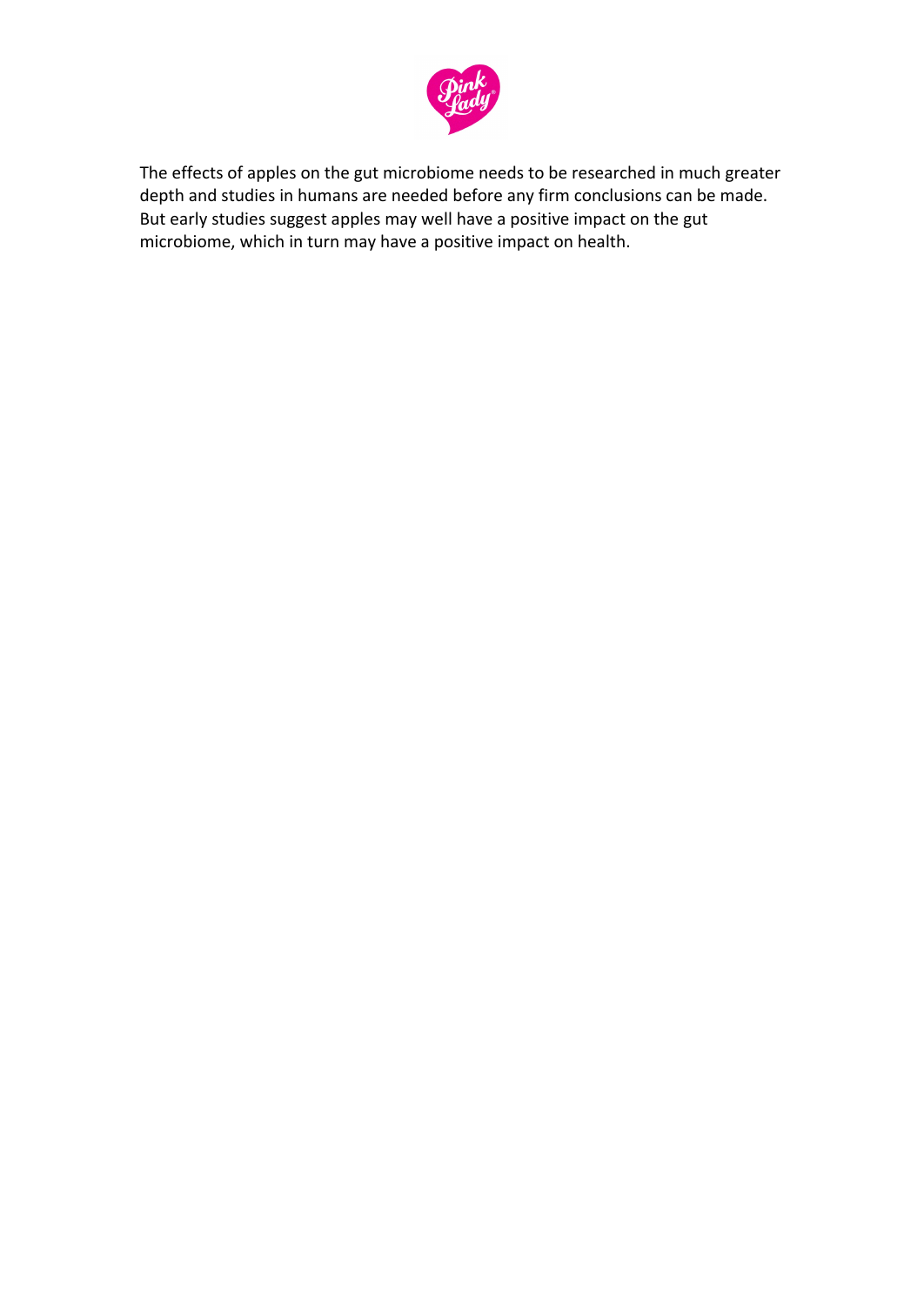The effects of apples on the gut microbiome needs to be researched in much greater depth and studies in humans are needed before any firm conclusions can be made. But early studies suggest apples may well have a positive impact on the gut microbiome, which in turn may have a positive impact on health.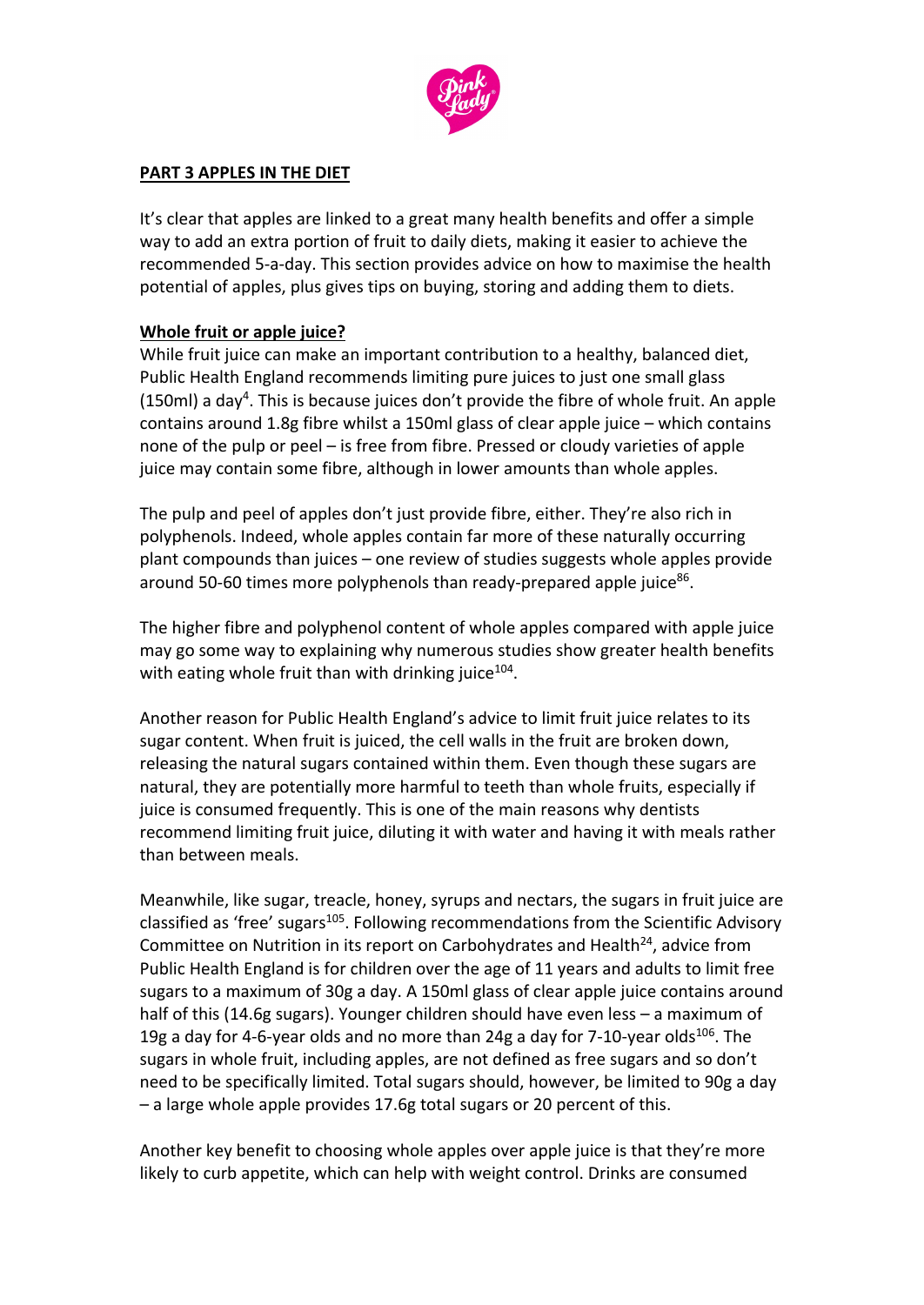## PART 3 APPLES IN THE DIET

It's clear that apples are linked to a great many health benefits and offer a simple way to add an extra portion of fruit to daily diets, making it easier to achieve the recommended 5-a-day. This section provides advice on how to maximise the health potential of apples, plus gives tips on buying, storing and adding them to diets.

### Whole fruit or apple juice?

While fruit juice can make an important contribution to a healthy, balanced diet, Public Health England recommends limiting pure juices to just one small glass (150ml) a day[4]. This is because juices don't provide the fibre of whole fruit. An apple contains around 1.8g fibre whilst a 150ml glass of clear apple juice – which contains none of the pulp or peel – is free from fibre. Pressed or cloudy varieties of apple juice may contain some fibre, although in lower amounts than whole apples.

The pulp and peel of apples don't just provide fibre, either. They're also rich in polyphenols. Indeed, whole apples contain far more of these naturally occurring plant compounds than juices – one review of studies suggests whole apples provide around 50-60 times more polyphenols than ready-prepared apple juice[86].

The higher fibre and polyphenol content of whole apples compared with apple juice may go some way to explaining why numerous studies show greater health benefits with eating whole fruit than with drinking juice[104].

Another reason for Public Health England's advice to limit fruit juice relates to its sugar content. When fruit is juiced, the cell walls in the fruit are broken down, releasing the natural sugars contained within them. Even though these sugars are natural, they are potentially more harmful to teeth than whole fruits, especially if juice is consumed frequently. This is one of the main reasons why dentists recommend limiting fruit juice, diluting it with water and having it with meals rather than between meals.

Meanwhile, like sugar, treacle, honey, syrups and nectars, the sugars in fruit juice are classified as 'free' sugars[105]. Following recommendations from the Scientific Advisory Committee on Nutrition in its report on Carbohydrates and Health[24], advice from Public Health England is for children over the age of 11 years and adults to limit free sugars to a maximum of 30g a day. A 150ml glass of clear apple juice contains around half of this (14.6g sugars). Younger children should have even less – a maximum of 19g a day for 4-6-year olds and no more than 24g a day for 7-10-year olds[106]. The sugars in whole fruit, including apples, are not defined as free sugars and so don't need to be specifically limited. Total sugars should, however, be limited to 90g a day – a large whole apple provides 17.6g total sugars or 20 percent of this.

Another key benefit to choosing whole apples over apple juice is that they're more likely to curb appetite, which can help with weight control. Drinks are consumed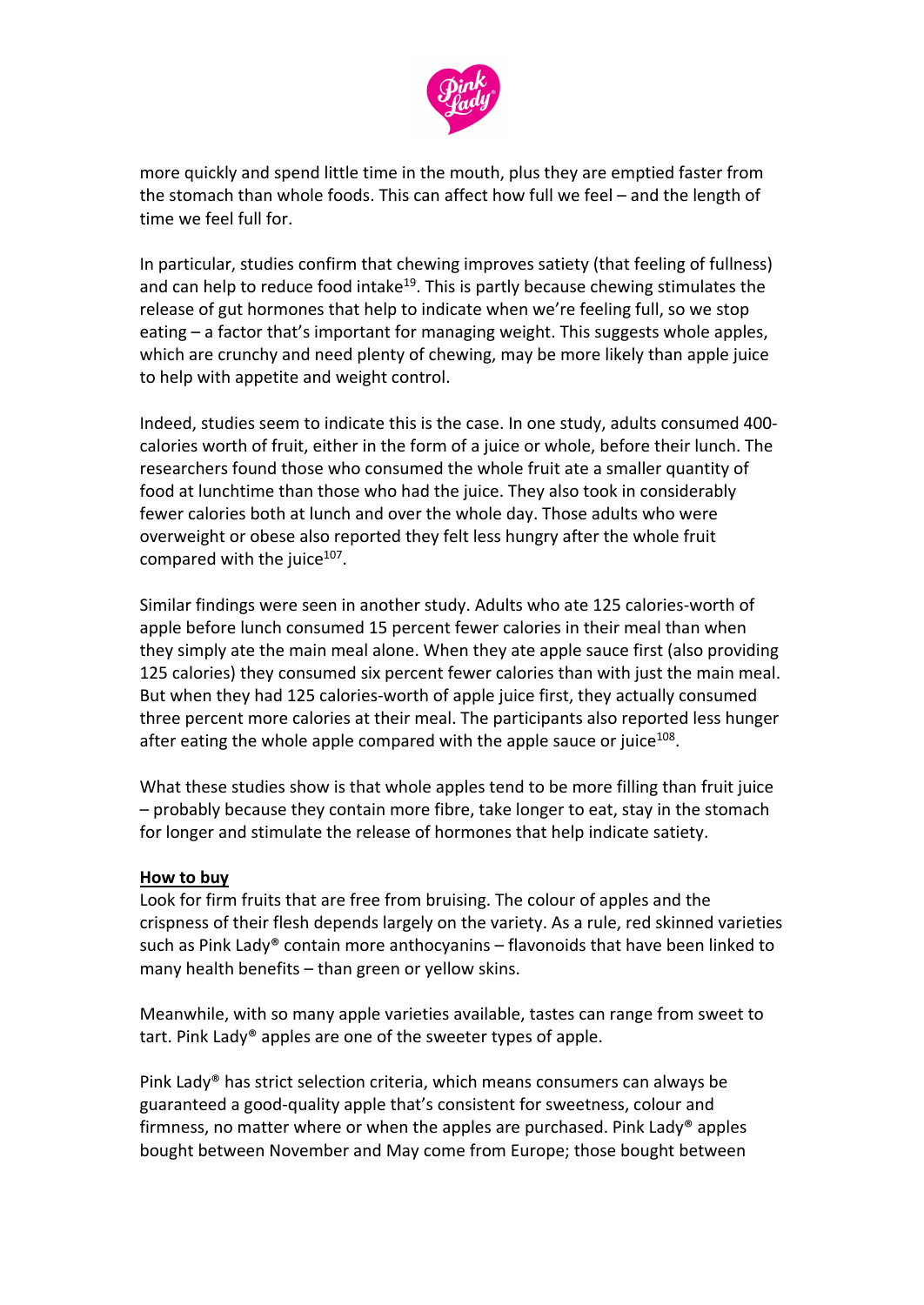more quickly and spend little time in the mouth, plus they are emptied faster from the stomach than whole foods. This can affect how full we feel – and the length of time we feel full for.

In particular, studies confirm that chewing improves satiety (that feeling of fullness) and can help to reduce food intake[19]. This is partly because chewing stimulates the release of gut hormones that help to indicate when we're feeling full, so we stop eating – a factor that's important for managing weight. This suggests whole apples, which are crunchy and need plenty of chewing, may be more likely than apple juice to help with appetite and weight control.

Indeed, studies seem to indicate this is the case. In one study, adults consumed 400-calories worth of fruit, either in the form of a juice or whole, before their lunch. The researchers found those who consumed the whole fruit ate a smaller quantity of food at lunchtime than those who had the juice. They also took in considerably fewer calories both at lunch and over the whole day. Those adults who were overweight or obese also reported they felt less hungry after the whole fruit compared with the juice[107].

Similar findings were seen in another study. Adults who ate 125 calories-worth of apple before lunch consumed 15 percent fewer calories in their meal than when they simply ate the main meal alone. When they ate apple sauce first (also providing 125 calories) they consumed six percent fewer calories than with just the main meal. But when they had 125 calories-worth of apple juice first, they actually consumed three percent more calories at their meal. The participants also reported less hunger after eating the whole apple compared with the apple sauce or juice[108].

What these studies show is that whole apples tend to be more filling than fruit juice – probably because they contain more fibre, take longer to eat, stay in the stomach for longer and stimulate the release of hormones that help indicate satiety.

**How to buy**

Look for firm fruits that are free from bruising. The colour of apples and the crispness of their flesh depends largely on the variety. As a rule, red skinned varieties such as Pink Lady® contain more anthocyanins – flavonoids that have been linked to many health benefits – than green or yellow skins.

Meanwhile, with so many apple varieties available, tastes can range from sweet to tart. Pink Lady® apples are one of the sweeter types of apple.

Pink Lady® has strict selection criteria, which means consumers can always be guaranteed a good-quality apple that's consistent for sweetness, colour and firmness, no matter where or when the apples are purchased. Pink Lady® apples bought between November and May come from Europe; those bought between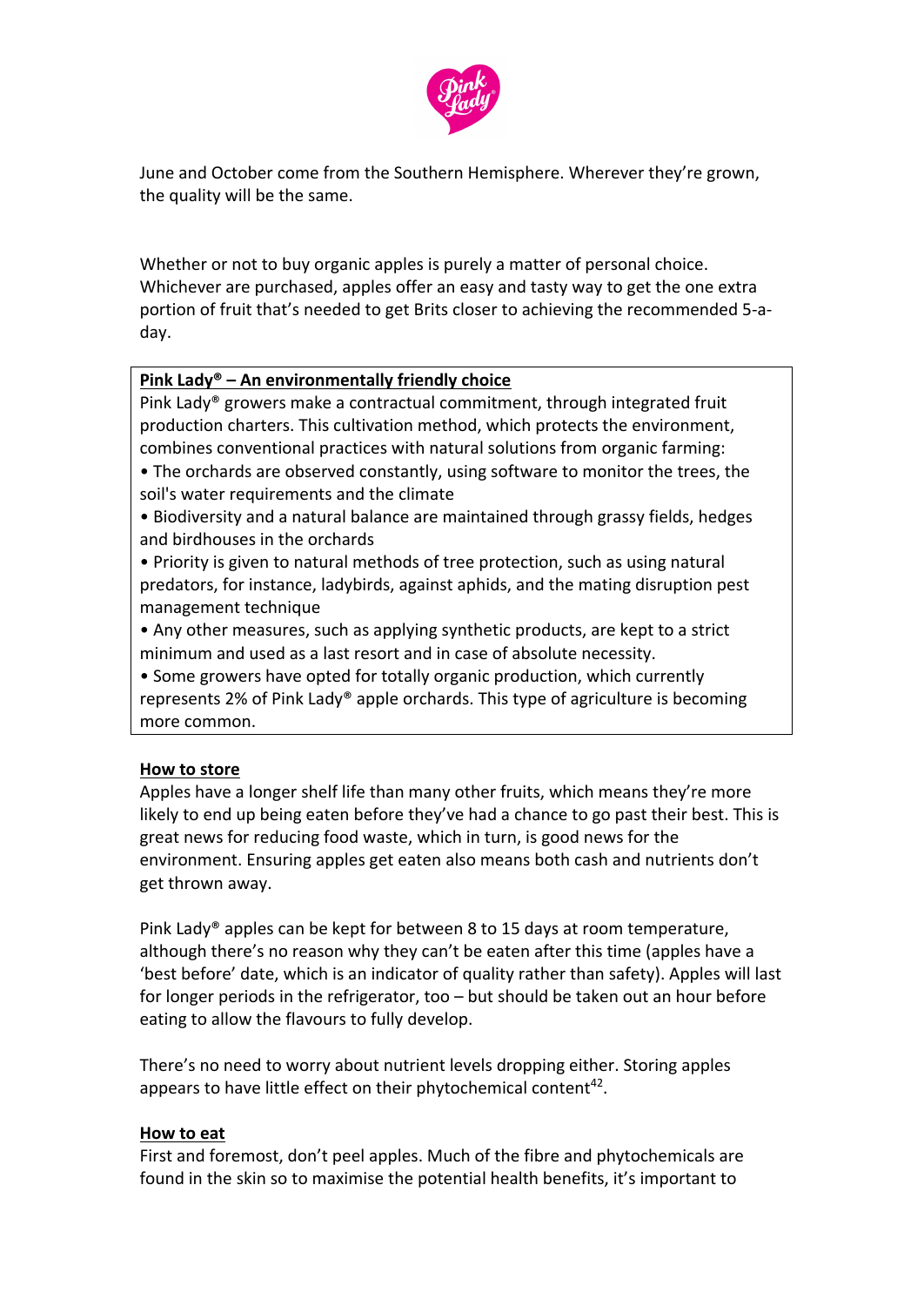June and October come from the Southern Hemisphere. Wherever they're grown, the quality will be the same.

Whether or not to buy organic apples is purely a matter of personal choice. Whichever are purchased, apples offer an easy and tasty way to get the one extra portion of fruit that's needed to get Brits closer to achieving the recommended 5-a-day.

**Pink Lady® – An environmentally friendly choice**

Pink Lady® growers make a contractual commitment, through integrated fruit production charters. This cultivation method, which protects the environment, combines conventional practices with natural solutions from organic farming:

- The orchards are observed constantly, using software to monitor the trees, the soil's water requirements and the climate
- Biodiversity and a natural balance are maintained through grassy fields, hedges and birdhouses in the orchards
- Priority is given to natural methods of tree protection, such as using natural predators, for instance, ladybirds, against aphids, and the mating disruption pest management technique
- Any other measures, such as applying synthetic products, are kept to a strict minimum and used as a last resort and in case of absolute necessity.
- Some growers have opted for totally organic production, which currently represents 2% of Pink Lady® apple orchards. This type of agriculture is becoming more common.

## How to store

Apples have a longer shelf life than many other fruits, which means they're more likely to end up being eaten before they've had a chance to go past their best. This is great news for reducing food waste, which in turn, is good news for the environment. Ensuring apples get eaten also means both cash and nutrients don't get thrown away.

Pink Lady® apples can be kept for between 8 to 15 days at room temperature, although there's no reason why they can't be eaten after this time (apples have a 'best before' date, which is an indicator of quality rather than safety). Apples will last for longer periods in the refrigerator, too – but should be taken out an hour before eating to allow the flavours to fully develop.

There's no need to worry about nutrient levels dropping either. Storing apples appears to have little effect on their phytochemical content[42].

## How to eat

First and foremost, don't peel apples. Much of the fibre and phytochemicals are found in the skin so to maximise the potential health benefits, it's important to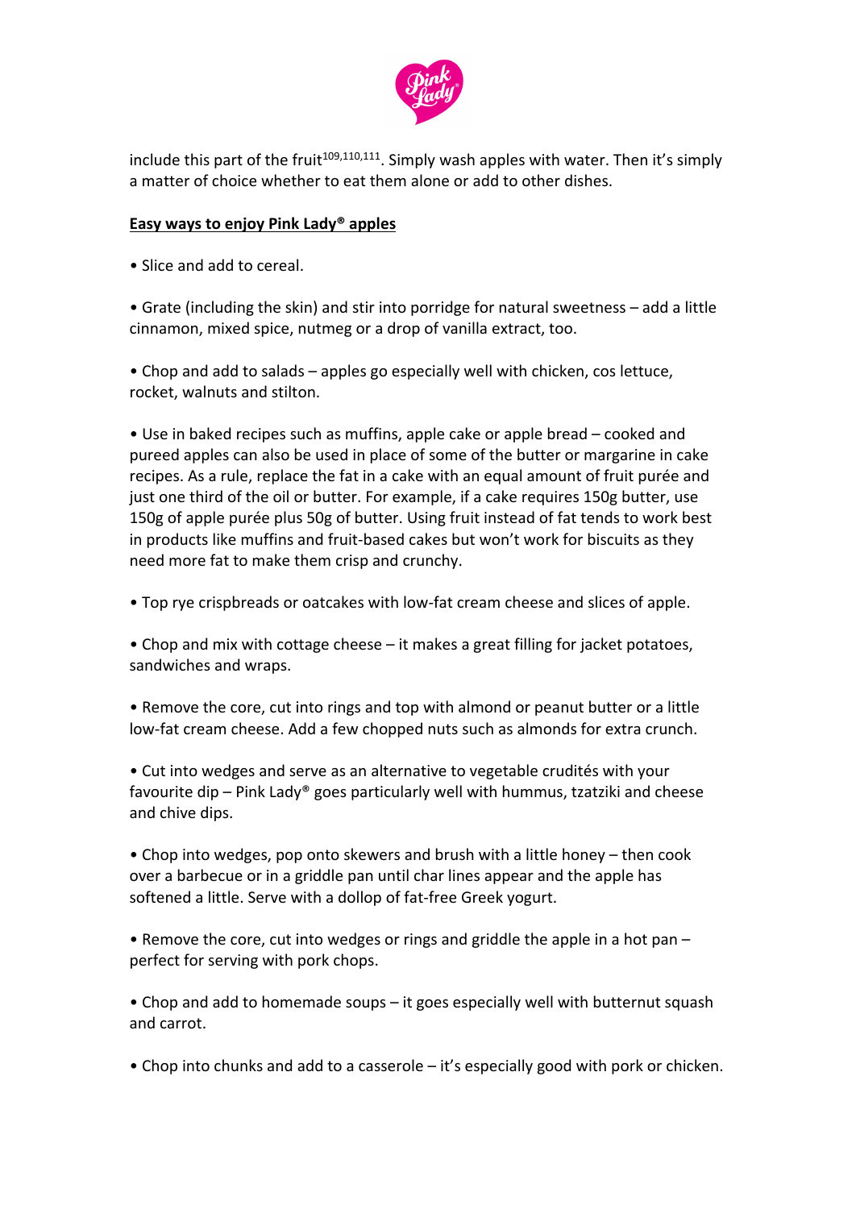include this part of the fruit[109,110,111]. Simply wash apples with water. Then it's simply a matter of choice whether to eat them alone or add to other dishes.

**Easy ways to enjoy Pink Lady® apples**

• Slice and add to cereal.

• Grate (including the skin) and stir into porridge for natural sweetness – add a little cinnamon, mixed spice, nutmeg or a drop of vanilla extract, too.

• Chop and add to salads – apples go especially well with chicken, cos lettuce, rocket, walnuts and stilton.

• Use in baked recipes such as muffins, apple cake or apple bread – cooked and pureed apples can also be used in place of some of the butter or margarine in cake recipes. As a rule, replace the fat in a cake with an equal amount of fruit purée and just one third of the oil or butter. For example, if a cake requires 150g butter, use 150g of apple purée plus 50g of butter. Using fruit instead of fat tends to work best in products like muffins and fruit-based cakes but won't work for biscuits as they need more fat to make them crisp and crunchy.

• Top rye crispbreads or oatcakes with low-fat cream cheese and slices of apple.

• Chop and mix with cottage cheese – it makes a great filling for jacket potatoes, sandwiches and wraps.

• Remove the core, cut into rings and top with almond or peanut butter or a little low-fat cream cheese. Add a few chopped nuts such as almonds for extra crunch.

• Cut into wedges and serve as an alternative to vegetable crudités with your favourite dip – Pink Lady® goes particularly well with hummus, tzatziki and cheese and chive dips.

• Chop into wedges, pop onto skewers and brush with a little honey – then cook over a barbecue or in a griddle pan until char lines appear and the apple has softened a little. Serve with a dollop of fat-free Greek yogurt.

• Remove the core, cut into wedges or rings and griddle the apple in a hot pan – perfect for serving with pork chops.

• Chop and add to homemade soups – it goes especially well with butternut squash and carrot.

• Chop into chunks and add to a casserole – it's especially good with pork or chicken.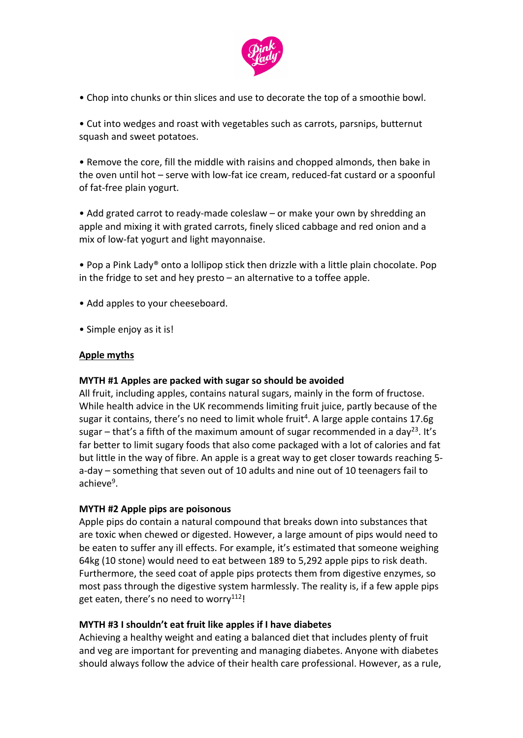• Chop into chunks or thin slices and use to decorate the top of a smoothie bowl.

• Cut into wedges and roast with vegetables such as carrots, parsnips, butternut squash and sweet potatoes.

• Remove the core, fill the middle with raisins and chopped almonds, then bake in the oven until hot – serve with low-fat ice cream, reduced-fat custard or a spoonful of fat-free plain yogurt.

• Add grated carrot to ready-made coleslaw – or make your own by shredding an apple and mixing it with grated carrots, finely sliced cabbage and red onion and a mix of low-fat yogurt and light mayonnaise.

• Pop a Pink Lady® onto a lollipop stick then drizzle with a little plain chocolate. Pop in the fridge to set and hey presto – an alternative to a toffee apple.

• Add apples to your cheeseboard.

• Simple enjoy as it is!

## Apple myths

**MYTH #1 Apples are packed with sugar so should be avoided**

All fruit, including apples, contains natural sugars, mainly in the form of fructose. While health advice in the UK recommends limiting fruit juice, partly because of the sugar it contains, there's no need to limit whole fruit[4]. A large apple contains 17.6g sugar – that's a fifth of the maximum amount of sugar recommended in a day[23]. It's far better to limit sugary foods that also come packaged with a lot of calories and fat but little in the way of fibre. An apple is a great way to get closer towards reaching 5-a-day – something that seven out of 10 adults and nine out of 10 teenagers fail to achieve[9].

**MYTH #2 Apple pips are poisonous**

Apple pips do contain a natural compound that breaks down into substances that are toxic when chewed or digested. However, a large amount of pips would need to be eaten to suffer any ill effects. For example, it's estimated that someone weighing 64kg (10 stone) would need to eat between 189 to 5,292 apple pips to risk death. Furthermore, the seed coat of apple pips protects them from digestive enzymes, so most pass through the digestive system harmlessly. The reality is, if a few apple pips get eaten, there's no need to worry[112]!

**MYTH #3 I shouldn't eat fruit like apples if I have diabetes**

Achieving a healthy weight and eating a balanced diet that includes plenty of fruit and veg are important for preventing and managing diabetes. Anyone with diabetes should always follow the advice of their health care professional. However, as a rule,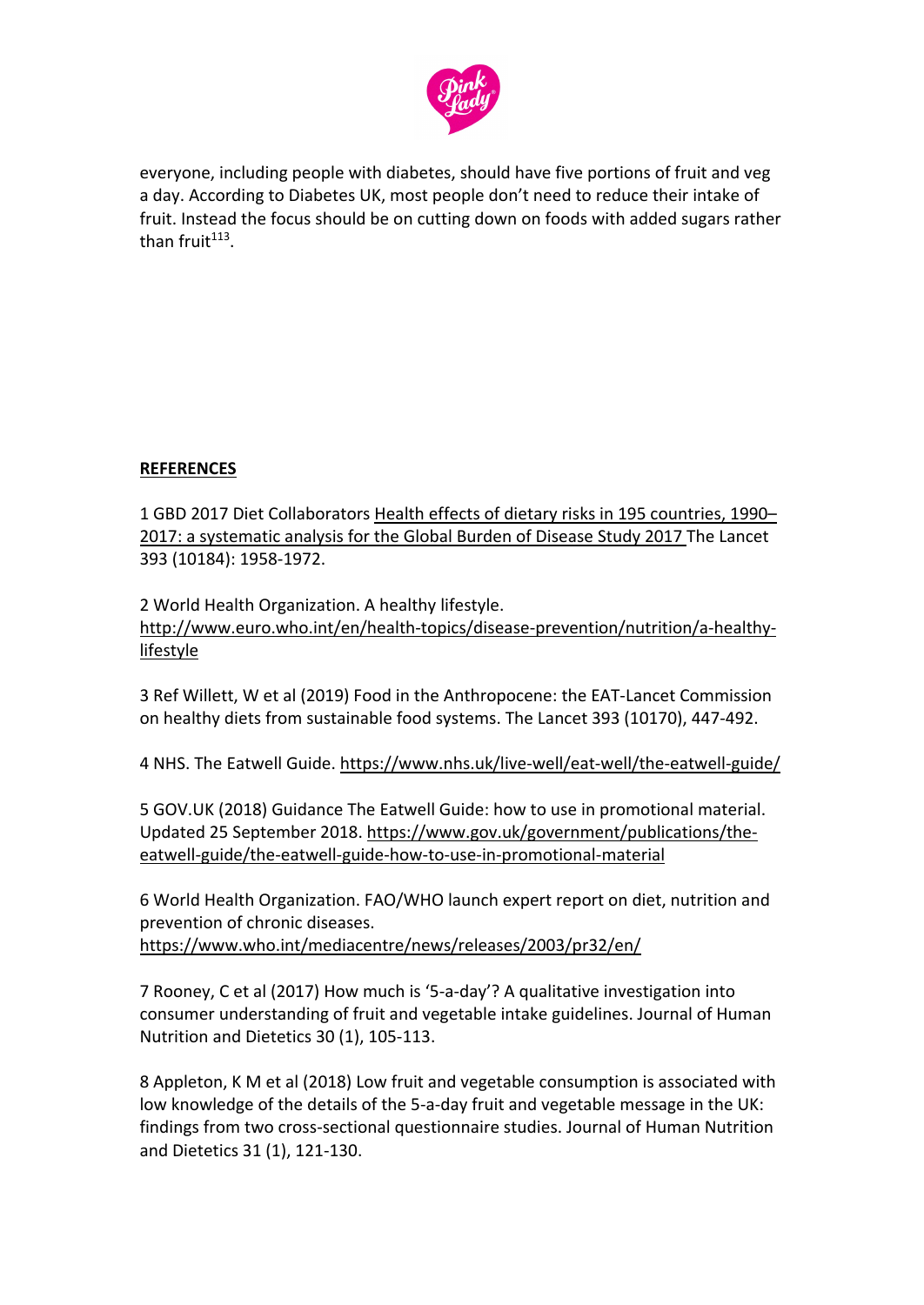everyone, including people with diabetes, should have five portions of fruit and veg a day. According to Diabetes UK, most people don't need to reduce their intake of fruit. Instead the focus should be on cutting down on foods with added sugars rather than fruit[113].

**REFERENCES**

1 GBD 2017 Diet Collaborators Health effects of dietary risks in 195 countries, 1990–2017: a systematic analysis for the Global Burden of Disease Study 2017 The Lancet 393 (10184): 1958-1972.

2 World Health Organization. A healthy lifestyle. http://www.euro.who.int/en/health-topics/disease-prevention/nutrition/a-healthy-lifestyle

3 Ref Willett, W et al (2019) Food in the Anthropocene: the EAT-Lancet Commission on healthy diets from sustainable food systems. The Lancet 393 (10170), 447-492.

4 NHS. The Eatwell Guide. https://www.nhs.uk/live-well/eat-well/the-eatwell-guide/

5 GOV.UK (2018) Guidance The Eatwell Guide: how to use in promotional material. Updated 25 September 2018. https://www.gov.uk/government/publications/the-eatwell-guide/the-eatwell-guide-how-to-use-in-promotional-material

6 World Health Organization. FAO/WHO launch expert report on diet, nutrition and prevention of chronic diseases. https://www.who.int/mediacentre/news/releases/2003/pr32/en/

7 Rooney, C et al (2017) How much is '5-a-day'? A qualitative investigation into consumer understanding of fruit and vegetable intake guidelines. Journal of Human Nutrition and Dietetics 30 (1), 105-113.

8 Appleton, K M et al (2018) Low fruit and vegetable consumption is associated with low knowledge of the details of the 5-a-day fruit and vegetable message in the UK: findings from two cross-sectional questionnaire studies. Journal of Human Nutrition and Dietetics 31 (1), 121-130.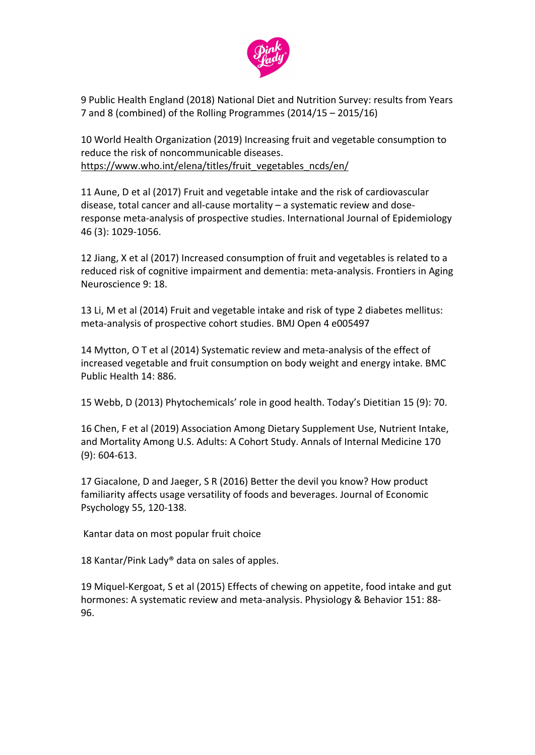9 Public Health England (2018) National Diet and Nutrition Survey: results from Years 7 and 8 (combined) of the Rolling Programmes (2014/15 – 2015/16)

10 World Health Organization (2019) Increasing fruit and vegetable consumption to reduce the risk of noncommunicable diseases. https://www.who.int/elena/titles/fruit_vegetables_ncds/en/

11 Aune, D et al (2017) Fruit and vegetable intake and the risk of cardiovascular disease, total cancer and all-cause mortality – a systematic review and dose-response meta-analysis of prospective studies. International Journal of Epidemiology 46 (3): 1029-1056.

12 Jiang, X et al (2017) Increased consumption of fruit and vegetables is related to a reduced risk of cognitive impairment and dementia: meta-analysis. Frontiers in Aging Neuroscience 9: 18.

13 Li, M et al (2014) Fruit and vegetable intake and risk of type 2 diabetes mellitus: meta-analysis of prospective cohort studies. BMJ Open 4 e005497

14 Mytton, O T et al (2014) Systematic review and meta-analysis of the effect of increased vegetable and fruit consumption on body weight and energy intake. BMC Public Health 14: 886.

15 Webb, D (2013) Phytochemicals' role in good health. Today's Dietitian 15 (9): 70.

16 Chen, F et al (2019) Association Among Dietary Supplement Use, Nutrient Intake, and Mortality Among U.S. Adults: A Cohort Study. Annals of Internal Medicine 170 (9): 604-613.

17 Giacalone, D and Jaeger, S R (2016) Better the devil you know? How product familiarity affects usage versatility of foods and beverages. Journal of Economic Psychology 55, 120-138.

Kantar data on most popular fruit choice

18 Kantar/Pink Lady® data on sales of apples.

19 Miquel-Kergoat, S et al (2015) Effects of chewing on appetite, food intake and gut hormones: A systematic review and meta-analysis. Physiology & Behavior 151: 88-96.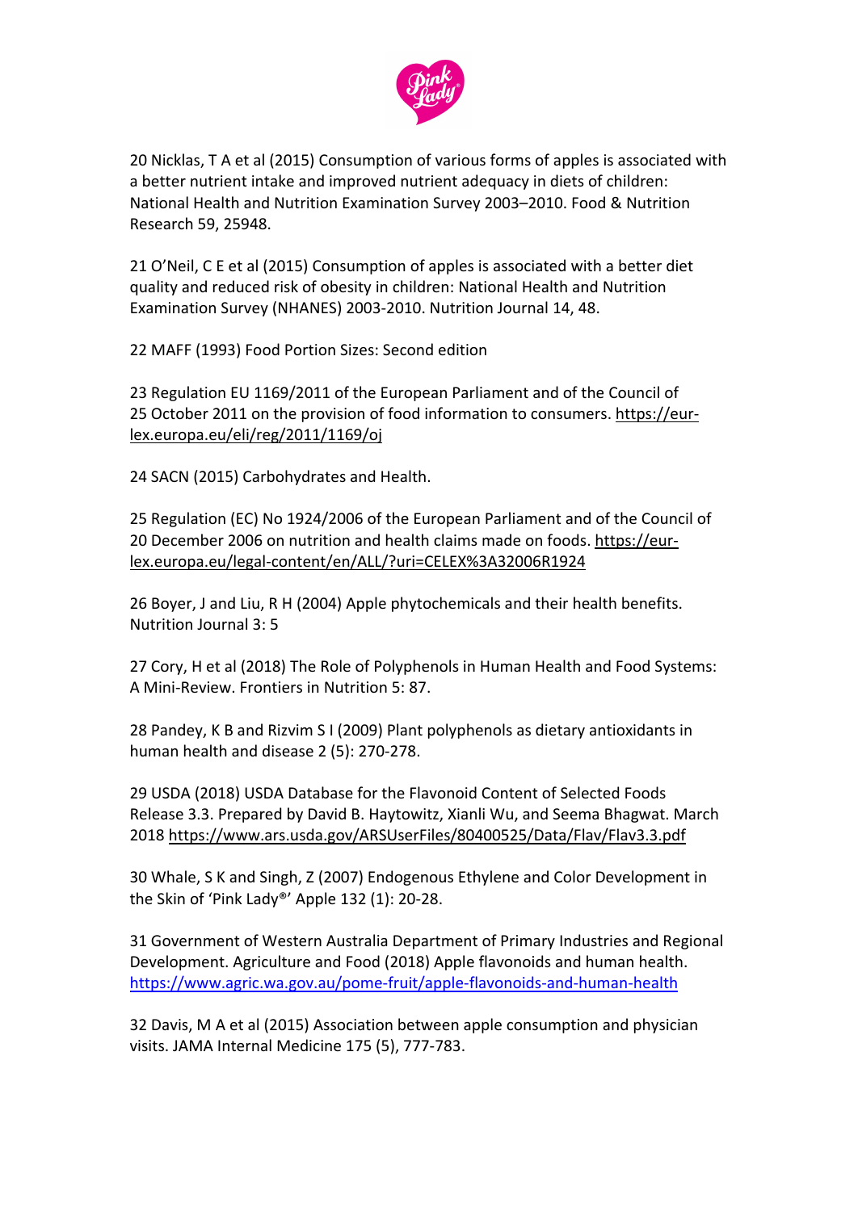20 Nicklas, T A et al (2015) Consumption of various forms of apples is associated with a better nutrient intake and improved nutrient adequacy in diets of children: National Health and Nutrition Examination Survey 2003–2010. Food & Nutrition Research 59, 25948.

21 O'Neil, C E et al (2015) Consumption of apples is associated with a better diet quality and reduced risk of obesity in children: National Health and Nutrition Examination Survey (NHANES) 2003-2010. Nutrition Journal 14, 48.

22 MAFF (1993) Food Portion Sizes: Second edition

23 Regulation EU 1169/2011 of the European Parliament and of the Council of 25 October 2011 on the provision of food information to consumers. https://eur-lex.europa.eu/eli/reg/2011/1169/oj

24 SACN (2015) Carbohydrates and Health.

25 Regulation (EC) No 1924/2006 of the European Parliament and of the Council of 20 December 2006 on nutrition and health claims made on foods. https://eur-lex.europa.eu/legal-content/en/ALL/?uri=CELEX%3A32006R1924

26 Boyer, J and Liu, R H (2004) Apple phytochemicals and their health benefits. Nutrition Journal 3: 5

27 Cory, H et al (2018) The Role of Polyphenols in Human Health and Food Systems: A Mini-Review. Frontiers in Nutrition 5: 87.

28 Pandey, K B and Rizvim S I (2009) Plant polyphenols as dietary antioxidants in human health and disease 2 (5): 270-278.

29 USDA (2018) USDA Database for the Flavonoid Content of Selected Foods Release 3.3. Prepared by David B. Haytowitz, Xianli Wu, and Seema Bhagwat. March 2018 https://www.ars.usda.gov/ARSUserFiles/80400525/Data/Flav/Flav3.3.pdf

30 Whale, S K and Singh, Z (2007) Endogenous Ethylene and Color Development in the Skin of 'Pink Lady®' Apple 132 (1): 20-28.

31 Government of Western Australia Department of Primary Industries and Regional Development. Agriculture and Food (2018) Apple flavonoids and human health. https://www.agric.wa.gov.au/pome-fruit/apple-flavonoids-and-human-health

32 Davis, M A et al (2015) Association between apple consumption and physician visits. JAMA Internal Medicine 175 (5), 777-783.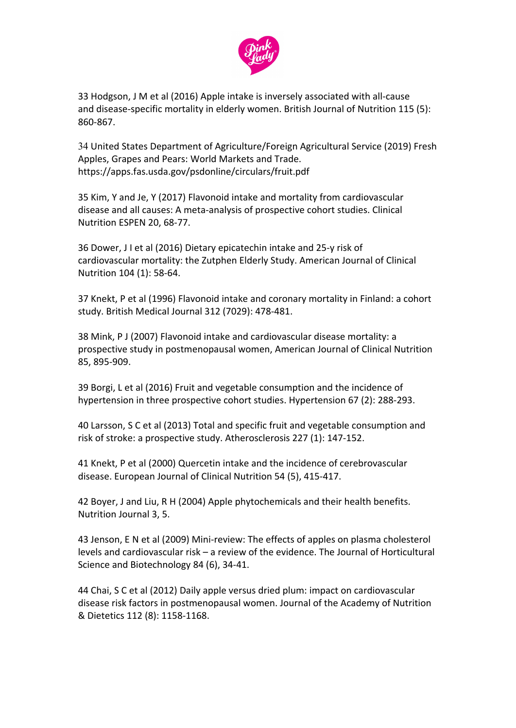33 Hodgson, J M et al (2016) Apple intake is inversely associated with all-cause and disease-specific mortality in elderly women. British Journal of Nutrition 115 (5): 860-867.

34 United States Department of Agriculture/Foreign Agricultural Service (2019) Fresh Apples, Grapes and Pears: World Markets and Trade. https://apps.fas.usda.gov/psdonline/circulars/fruit.pdf

35 Kim, Y and Je, Y (2017) Flavonoid intake and mortality from cardiovascular disease and all causes: A meta-analysis of prospective cohort studies. Clinical Nutrition ESPEN 20, 68-77.

36 Dower, J I et al (2016) Dietary epicatechin intake and 25-y risk of cardiovascular mortality: the Zutphen Elderly Study. American Journal of Clinical Nutrition 104 (1): 58-64.

37 Knekt, P et al (1996) Flavonoid intake and coronary mortality in Finland: a cohort study. British Medical Journal 312 (7029): 478-481.

38 Mink, P J (2007) Flavonoid intake and cardiovascular disease mortality: a prospective study in postmenopausal women, American Journal of Clinical Nutrition 85, 895-909.

39 Borgi, L et al (2016) Fruit and vegetable consumption and the incidence of hypertension in three prospective cohort studies. Hypertension 67 (2): 288-293.

40 Larsson, S C et al (2013) Total and specific fruit and vegetable consumption and risk of stroke: a prospective study. Atherosclerosis 227 (1): 147-152.

41 Knekt, P et al (2000) Quercetin intake and the incidence of cerebrovascular disease. European Journal of Clinical Nutrition 54 (5), 415-417.

42 Boyer, J and Liu, R H (2004) Apple phytochemicals and their health benefits. Nutrition Journal 3, 5.

43 Jenson, E N et al (2009) Mini-review: The effects of apples on plasma cholesterol levels and cardiovascular risk – a review of the evidence. The Journal of Horticultural Science and Biotechnology 84 (6), 34-41.

44 Chai, S C et al (2012) Daily apple versus dried plum: impact on cardiovascular disease risk factors in postmenopausal women. Journal of the Academy of Nutrition & Dietetics 112 (8): 1158-1168.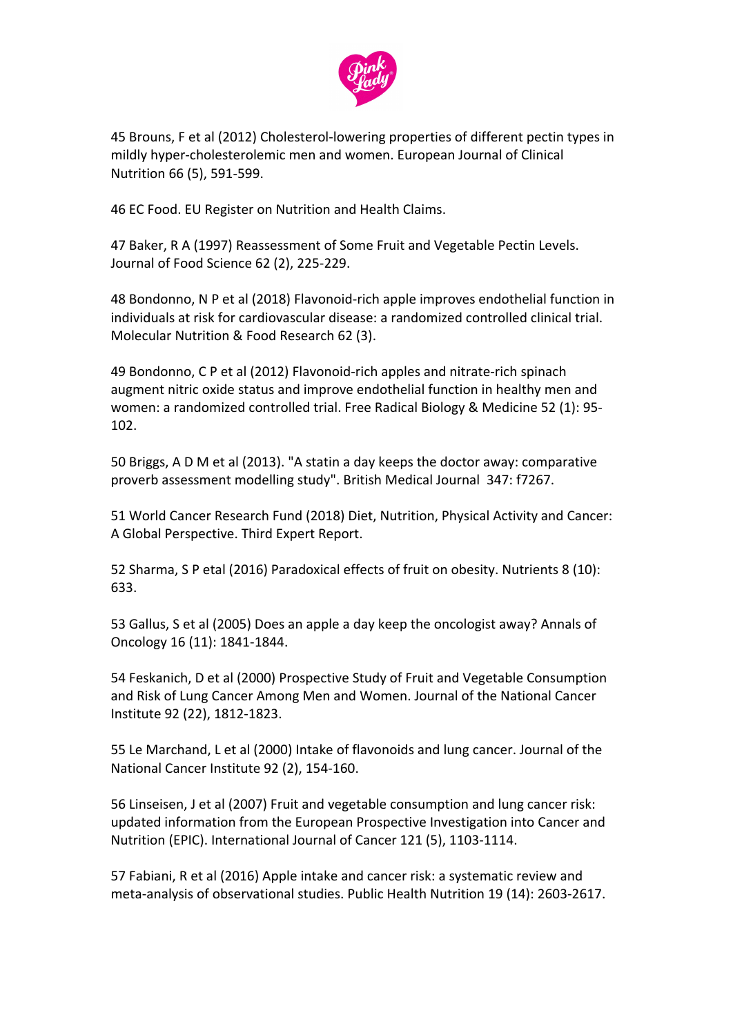45 Brouns, F et al (2012) Cholesterol-lowering properties of different pectin types in mildly hyper-cholesterolemic men and women. European Journal of Clinical Nutrition 66 (5), 591-599.

46 EC Food. EU Register on Nutrition and Health Claims.

47 Baker, R A (1997) Reassessment of Some Fruit and Vegetable Pectin Levels. Journal of Food Science 62 (2), 225-229.

48 Bondonno, N P et al (2018) Flavonoid-rich apple improves endothelial function in individuals at risk for cardiovascular disease: a randomized controlled clinical trial. Molecular Nutrition & Food Research 62 (3).

49 Bondonno, C P et al (2012) Flavonoid-rich apples and nitrate-rich spinach augment nitric oxide status and improve endothelial function in healthy men and women: a randomized controlled trial. Free Radical Biology & Medicine 52 (1): 95-102.

50 Briggs, A D M et al (2013). "A statin a day keeps the doctor away: comparative proverb assessment modelling study". British Medical Journal 347: f7267.

51 World Cancer Research Fund (2018) Diet, Nutrition, Physical Activity and Cancer: A Global Perspective. Third Expert Report.

52 Sharma, S P etal (2016) Paradoxical effects of fruit on obesity. Nutrients 8 (10): 633.

53 Gallus, S et al (2005) Does an apple a day keep the oncologist away? Annals of Oncology 16 (11): 1841-1844.

54 Feskanich, D et al (2000) Prospective Study of Fruit and Vegetable Consumption and Risk of Lung Cancer Among Men and Women. Journal of the National Cancer Institute 92 (22), 1812-1823.

55 Le Marchand, L et al (2000) Intake of flavonoids and lung cancer. Journal of the National Cancer Institute 92 (2), 154-160.

56 Linseisen, J et al (2007) Fruit and vegetable consumption and lung cancer risk: updated information from the European Prospective Investigation into Cancer and Nutrition (EPIC). International Journal of Cancer 121 (5), 1103-1114.

57 Fabiani, R et al (2016) Apple intake and cancer risk: a systematic review and meta-analysis of observational studies. Public Health Nutrition 19 (14): 2603-2617.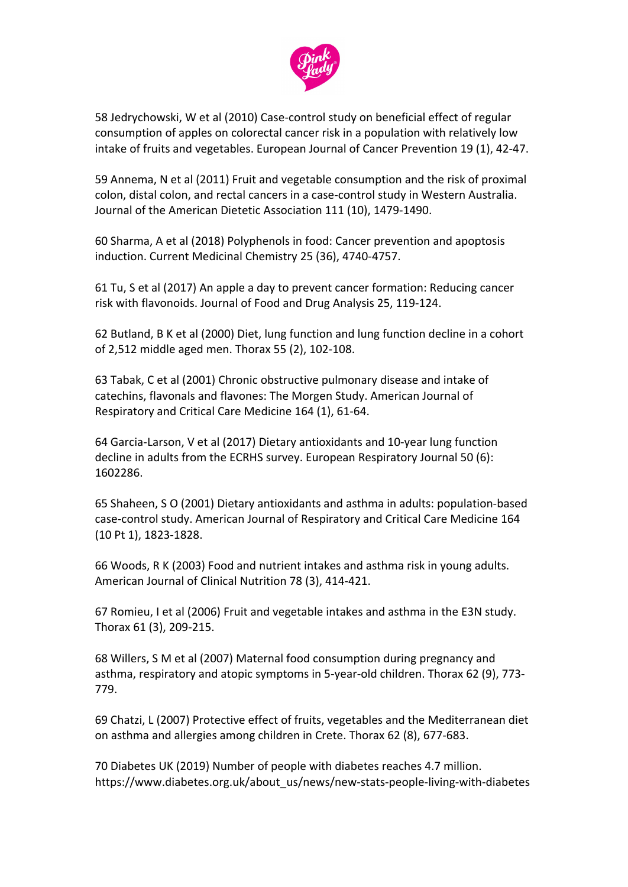58 Jedrychowski, W et al (2010) Case-control study on beneficial effect of regular consumption of apples on colorectal cancer risk in a population with relatively low intake of fruits and vegetables. European Journal of Cancer Prevention 19 (1), 42-47.

59 Annema, N et al (2011) Fruit and vegetable consumption and the risk of proximal colon, distal colon, and rectal cancers in a case-control study in Western Australia. Journal of the American Dietetic Association 111 (10), 1479-1490.

60 Sharma, A et al (2018) Polyphenols in food: Cancer prevention and apoptosis induction. Current Medicinal Chemistry 25 (36), 4740-4757.

61 Tu, S et al (2017) An apple a day to prevent cancer formation: Reducing cancer risk with flavonoids. Journal of Food and Drug Analysis 25, 119-124.

62 Butland, B K et al (2000) Diet, lung function and lung function decline in a cohort of 2,512 middle aged men. Thorax 55 (2), 102-108.

63 Tabak, C et al (2001) Chronic obstructive pulmonary disease and intake of catechins, flavonals and flavones: The Morgen Study. American Journal of Respiratory and Critical Care Medicine 164 (1), 61-64.

64 Garcia-Larson, V et al (2017) Dietary antioxidants and 10-year lung function decline in adults from the ECRHS survey. European Respiratory Journal 50 (6): 1602286.

65 Shaheen, S O (2001) Dietary antioxidants and asthma in adults: population-based case-control study. American Journal of Respiratory and Critical Care Medicine 164 (10 Pt 1), 1823-1828.

66 Woods, R K (2003) Food and nutrient intakes and asthma risk in young adults. American Journal of Clinical Nutrition 78 (3), 414-421.

67 Romieu, I et al (2006) Fruit and vegetable intakes and asthma in the E3N study. Thorax 61 (3), 209-215.

68 Willers, S M et al (2007) Maternal food consumption during pregnancy and asthma, respiratory and atopic symptoms in 5-year-old children. Thorax 62 (9), 773-779.

69 Chatzi, L (2007) Protective effect of fruits, vegetables and the Mediterranean diet on asthma and allergies among children in Crete. Thorax 62 (8), 677-683.

70 Diabetes UK (2019) Number of people with diabetes reaches 4.7 million. https://www.diabetes.org.uk/about_us/news/new-stats-people-living-with-diabetes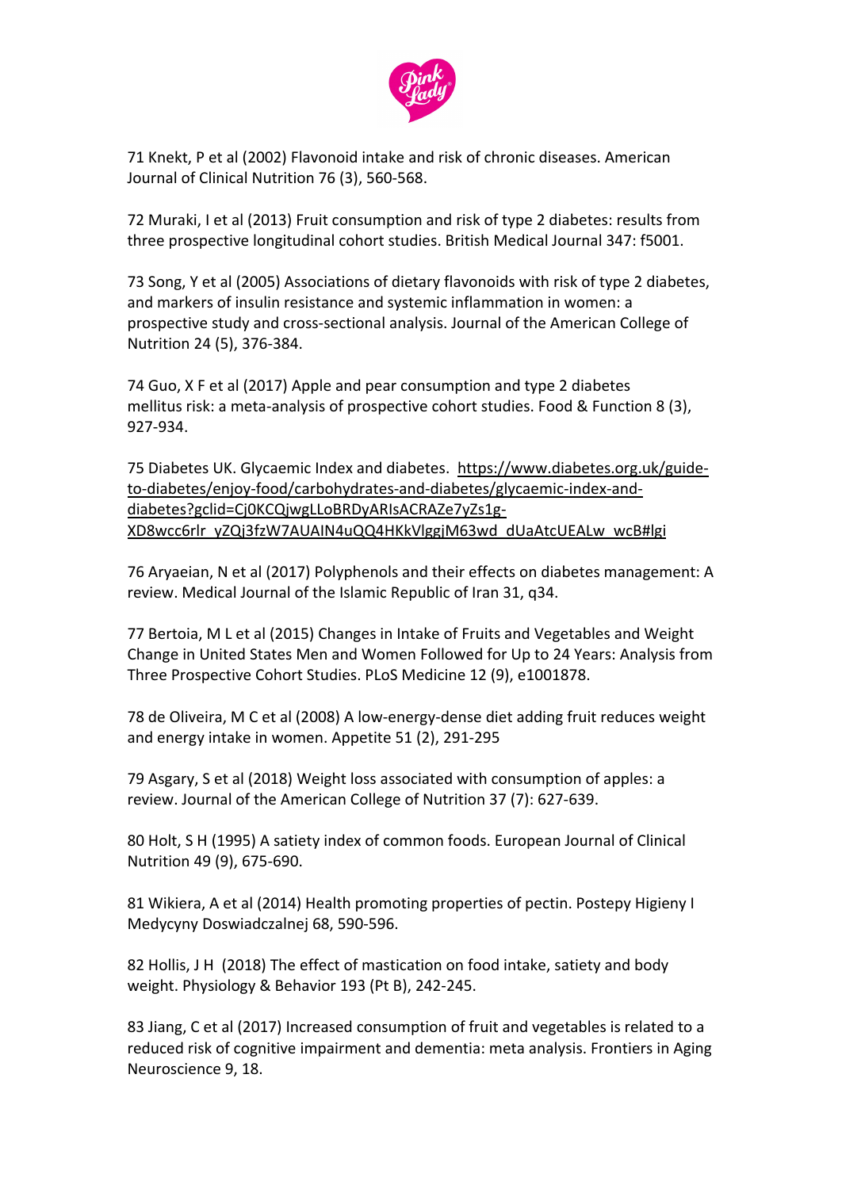71 Knekt, P et al (2002) Flavonoid intake and risk of chronic diseases. American Journal of Clinical Nutrition 76 (3), 560-568.

72 Muraki, I et al (2013) Fruit consumption and risk of type 2 diabetes: results from three prospective longitudinal cohort studies. British Medical Journal 347: f5001.

73 Song, Y et al (2005) Associations of dietary flavonoids with risk of type 2 diabetes, and markers of insulin resistance and systemic inflammation in women: a prospective study and cross-sectional analysis. Journal of the American College of Nutrition 24 (5), 376-384.

74 Guo, X F et al (2017) Apple and pear consumption and type 2 diabetes mellitus risk: a meta-analysis of prospective cohort studies. Food & Function 8 (3), 927-934.

75 Diabetes UK. Glycaemic Index and diabetes. https://www.diabetes.org.uk/guide-to-diabetes/enjoy-food/carbohydrates-and-diabetes/glycaemic-index-and-diabetes?gclid=Cj0KCQjwgLLoBRDyARIsACRAZe7yZs1g-XD8wcc6rlr_yZQj3fzW7AUAIN4uQQ4HKkVlggjM63wd_dUaAtcUEALw_wcB#lgi

76 Aryaeian, N et al (2017) Polyphenols and their effects on diabetes management: A review. Medical Journal of the Islamic Republic of Iran 31, q34.

77 Bertoia, M L et al (2015) Changes in Intake of Fruits and Vegetables and Weight Change in United States Men and Women Followed for Up to 24 Years: Analysis from Three Prospective Cohort Studies. PLoS Medicine 12 (9), e1001878.

78 de Oliveira, M C et al (2008) A low-energy-dense diet adding fruit reduces weight and energy intake in women. Appetite 51 (2), 291-295

79 Asgary, S et al (2018) Weight loss associated with consumption of apples: a review. Journal of the American College of Nutrition 37 (7): 627-639.

80 Holt, S H (1995) A satiety index of common foods. European Journal of Clinical Nutrition 49 (9), 675-690.

81 Wikiera, A et al (2014) Health promoting properties of pectin. Postepy Higieny I Medycyny Doswiadczalnej 68, 590-596.

82 Hollis, J H (2018) The effect of mastication on food intake, satiety and body weight. Physiology & Behavior 193 (Pt B), 242-245.

83 Jiang, C et al (2017) Increased consumption of fruit and vegetables is related to a reduced risk of cognitive impairment and dementia: meta analysis. Frontiers in Aging Neuroscience 9, 18.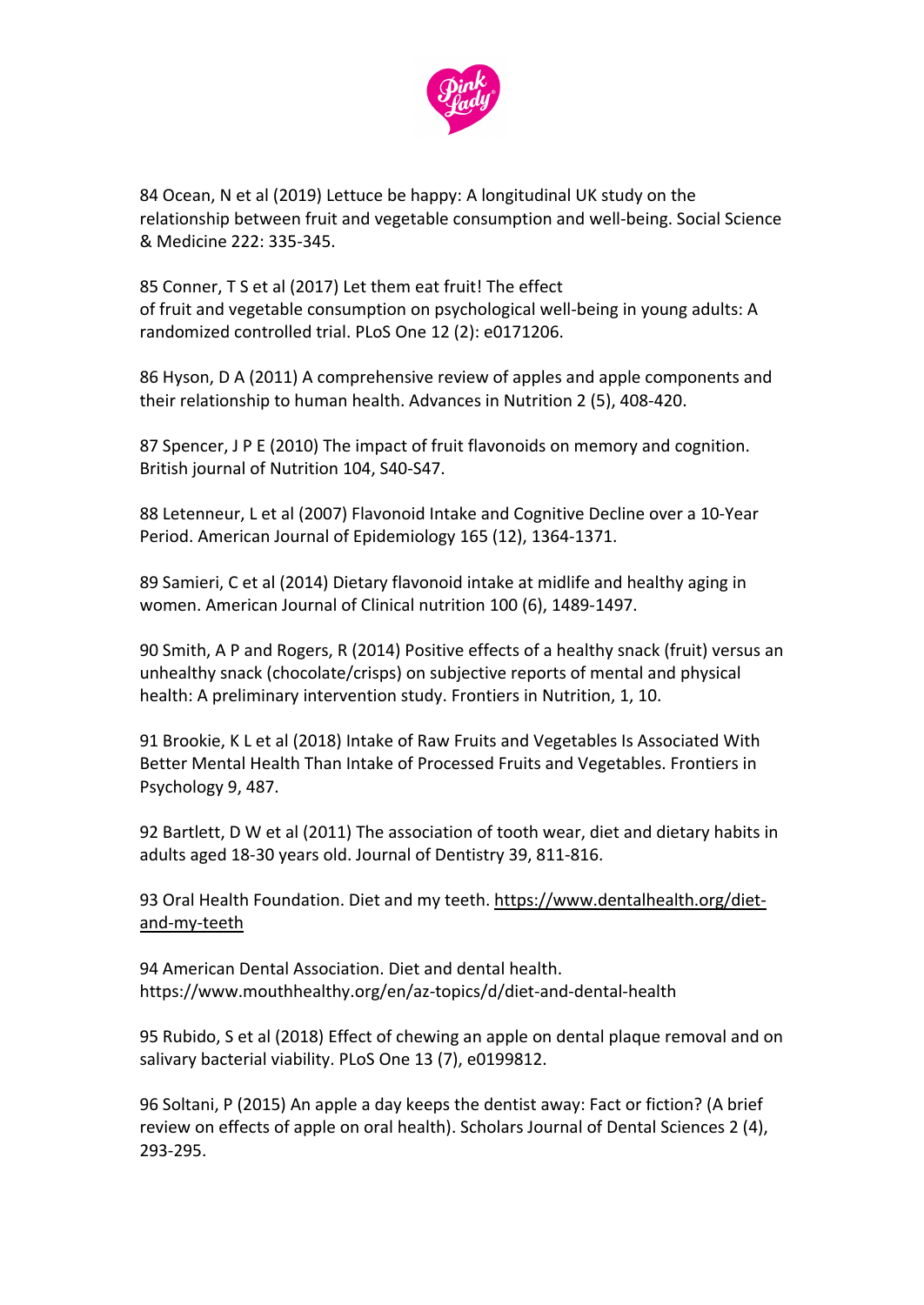84 Ocean, N et al (2019) Lettuce be happy: A longitudinal UK study on the relationship between fruit and vegetable consumption and well-being. Social Science & Medicine 222: 335-345.

85 Conner, T S et al (2017) Let them eat fruit! The effect of fruit and vegetable consumption on psychological well-being in young adults: A randomized controlled trial. PLoS One 12 (2): e0171206.

86 Hyson, D A (2011) A comprehensive review of apples and apple components and their relationship to human health. Advances in Nutrition 2 (5), 408-420.

87 Spencer, J P E (2010) The impact of fruit flavonoids on memory and cognition. British journal of Nutrition 104, S40-S47.

88 Letenneur, L et al (2007) Flavonoid Intake and Cognitive Decline over a 10-Year Period. American Journal of Epidemiology 165 (12), 1364-1371.

89 Samieri, C et al (2014) Dietary flavonoid intake at midlife and healthy aging in women. American Journal of Clinical nutrition 100 (6), 1489-1497.

90 Smith, A P and Rogers, R (2014) Positive effects of a healthy snack (fruit) versus an unhealthy snack (chocolate/crisps) on subjective reports of mental and physical health: A preliminary intervention study. Frontiers in Nutrition, 1, 10.

91 Brookie, K L et al (2018) Intake of Raw Fruits and Vegetables Is Associated With Better Mental Health Than Intake of Processed Fruits and Vegetables. Frontiers in Psychology 9, 487.

92 Bartlett, D W et al (2011) The association of tooth wear, diet and dietary habits in adults aged 18-30 years old. Journal of Dentistry 39, 811-816.

93 Oral Health Foundation. Diet and my teeth. https://www.dentalhealth.org/diet-and-my-teeth

94 American Dental Association. Diet and dental health. https://www.mouthhealthy.org/en/az-topics/d/diet-and-dental-health

95 Rubido, S et al (2018) Effect of chewing an apple on dental plaque removal and on salivary bacterial viability. PLoS One 13 (7), e0199812.

96 Soltani, P (2015) An apple a day keeps the dentist away: Fact or fiction? (A brief review on effects of apple on oral health). Scholars Journal of Dental Sciences 2 (4), 293-295.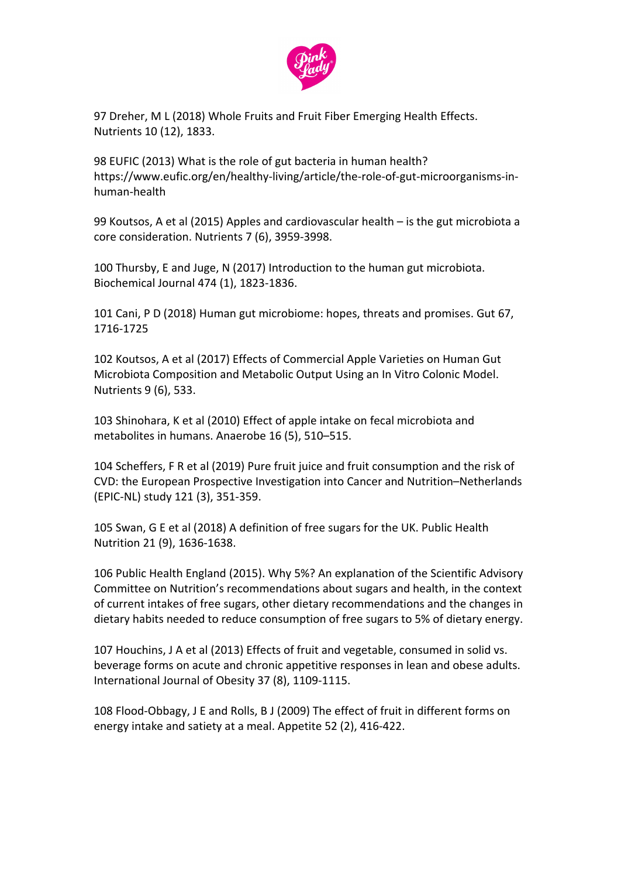97 Dreher, M L (2018) Whole Fruits and Fruit Fiber Emerging Health Effects. Nutrients 10 (12), 1833.

98 EUFIC (2013) What is the role of gut bacteria in human health? https://www.eufic.org/en/healthy-living/article/the-role-of-gut-microorganisms-in-human-health

99 Koutsos, A et al (2015) Apples and cardiovascular health – is the gut microbiota a core consideration. Nutrients 7 (6), 3959-3998.

100 Thursby, E and Juge, N (2017) Introduction to the human gut microbiota. Biochemical Journal 474 (1), 1823-1836.

101 Cani, P D (2018) Human gut microbiome: hopes, threats and promises. Gut 67, 1716-1725

102 Koutsos, A et al (2017) Effects of Commercial Apple Varieties on Human Gut Microbiota Composition and Metabolic Output Using an In Vitro Colonic Model. Nutrients 9 (6), 533.

103 Shinohara, K et al (2010) Effect of apple intake on fecal microbiota and metabolites in humans. Anaerobe 16 (5), 510–515.

104 Scheffers, F R et al (2019) Pure fruit juice and fruit consumption and the risk of CVD: the European Prospective Investigation into Cancer and Nutrition–Netherlands (EPIC-NL) study 121 (3), 351-359.

105 Swan, G E et al (2018) A definition of free sugars for the UK. Public Health Nutrition 21 (9), 1636-1638.

106 Public Health England (2015). Why 5%? An explanation of the Scientific Advisory Committee on Nutrition's recommendations about sugars and health, in the context of current intakes of free sugars, other dietary recommendations and the changes in dietary habits needed to reduce consumption of free sugars to 5% of dietary energy.

107 Houchins, J A et al (2013) Effects of fruit and vegetable, consumed in solid vs. beverage forms on acute and chronic appetitive responses in lean and obese adults. International Journal of Obesity 37 (8), 1109-1115.

108 Flood-Obbagy, J E and Rolls, B J (2009) The effect of fruit in different forms on energy intake and satiety at a meal. Appetite 52 (2), 416-422.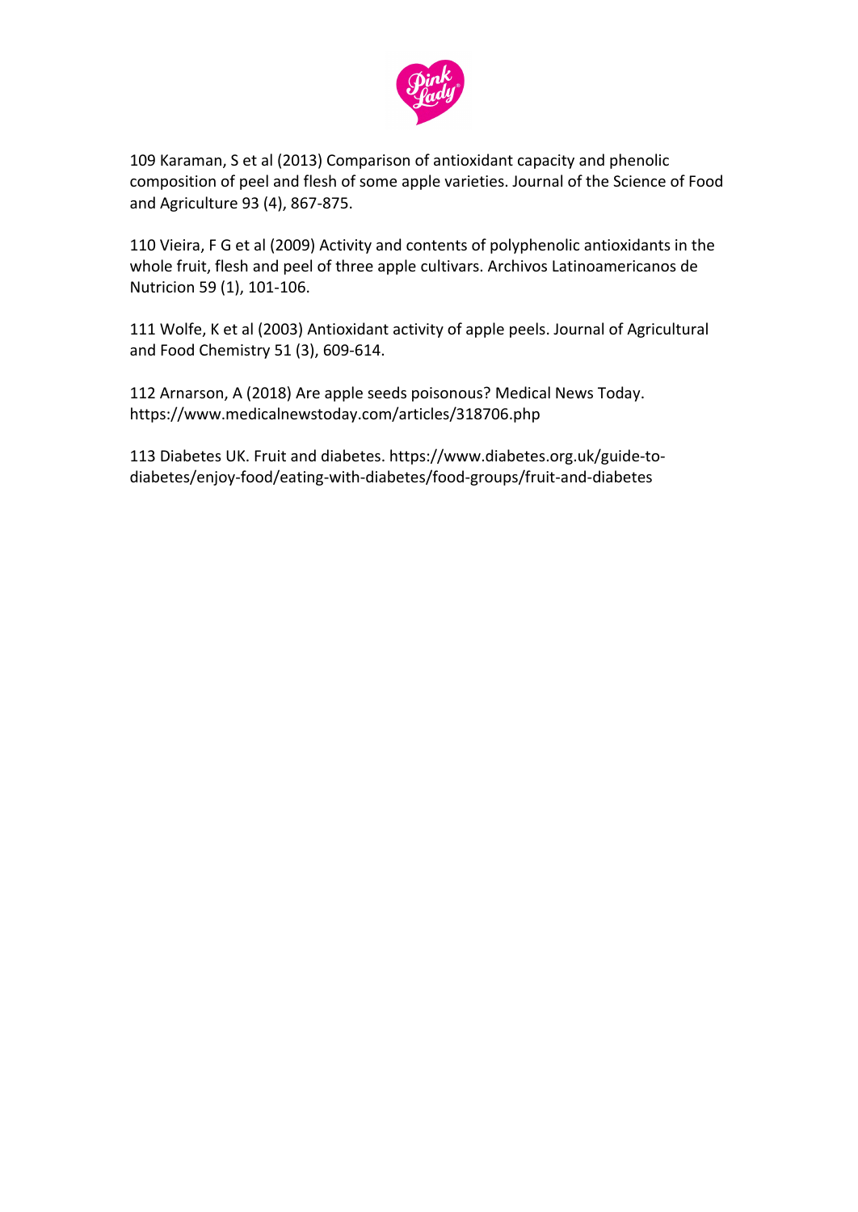109 Karaman, S et al (2013) Comparison of antioxidant capacity and phenolic composition of peel and flesh of some apple varieties. Journal of the Science of Food and Agriculture 93 (4), 867-875.

110 Vieira, F G et al (2009) Activity and contents of polyphenolic antioxidants in the whole fruit, flesh and peel of three apple cultivars. Archivos Latinoamericanos de Nutricion 59 (1), 101-106.

111 Wolfe, K et al (2003) Antioxidant activity of apple peels. Journal of Agricultural and Food Chemistry 51 (3), 609-614.

112 Arnarson, A (2018) Are apple seeds poisonous? Medical News Today. https://www.medicalnewstoday.com/articles/318706.php

113 Diabetes UK. Fruit and diabetes. https://www.diabetes.org.uk/guide-to-diabetes/enjoy-food/eating-with-diabetes/food-groups/fruit-and-diabetes